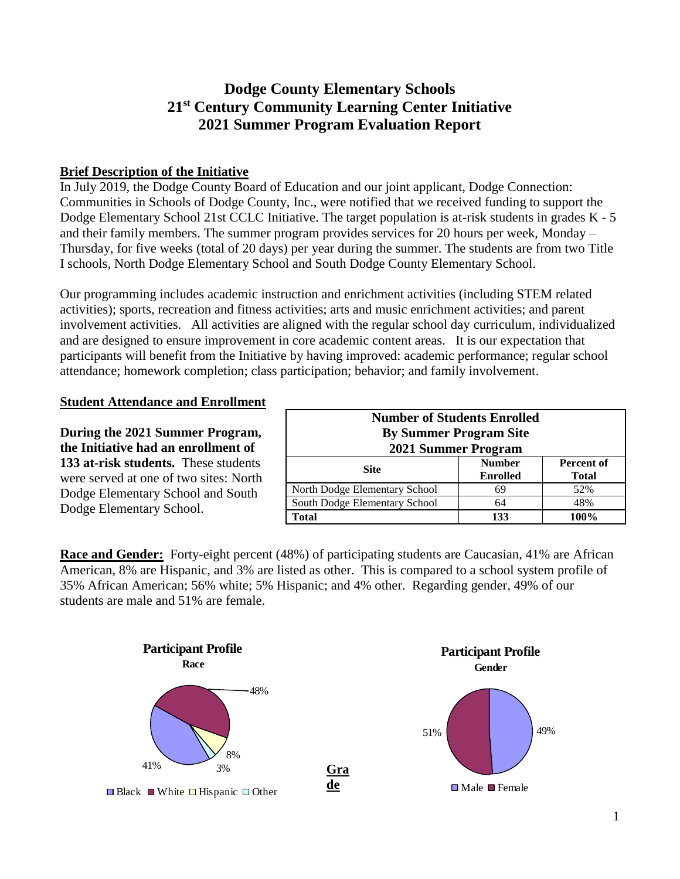# Dodge County Elementary Schools
# 21st Century Community Learning Center Initiative
# 2021 Summer Program Evaluation Report

## Brief Description of the Initiative

In July 2019, the Dodge County Board of Education and our joint applicant, Dodge Connection: Communities in Schools of Dodge County, Inc., were notified that we received funding to support the Dodge Elementary School 21st CCLC Initiative. The target population is at-risk students in grades K - 5 and their family members. The summer program provides services for 20 hours per week, Monday – Thursday, for five weeks (total of 20 days) per year during the summer. The students are from two Title I schools, North Dodge Elementary School and South Dodge County Elementary School.

Our programming includes academic instruction and enrichment activities (including STEM related activities); sports, recreation and fitness activities; arts and music enrichment activities; and parent involvement activities. All activities are aligned with the regular school day curriculum, individualized and are designed to ensure improvement in core academic content areas. It is our expectation that participants will benefit from the Initiative by having improved: academic performance; regular school attendance; homework completion; class participation; behavior; and family involvement.

## Student Attendance and Enrollment

**During the 2021 Summer Program, the Initiative had an enrollment of 133 at-risk students.** These students were served at one of two sites: North Dodge Elementary School and South Dodge Elementary School.

**Number of Students Enrolled By Summer Program Site 2021 Summer Program**

| Site | Number Enrolled | Percent of Total |
|---|---|---|
| North Dodge Elementary School | 69 | 52% |
| South Dodge Elementary School | 64 | 48% |
| **Total** | **133** | **100%** |

**Race and Gender:** Forty-eight percent (48%) of participating students are Caucasian, 41% are African American, 8% are Hispanic, and 3% are listed as other. This is compared to a school system profile of 35% African American; 56% white; 5% Hispanic; and 4% other. Regarding gender, 49% of our students are male and 51% are female.

**Participant Profile**
**Race**

| Race | Percent |
|---|---|
| Black | 41% |
| White | 48% |
| Hispanic | 8% |
| Other | 3% |

**Gra de**

**Participant Profile**
**Gender**

| Gender | Percent |
|---|---|
| Male | 49% |
| Female | 51% |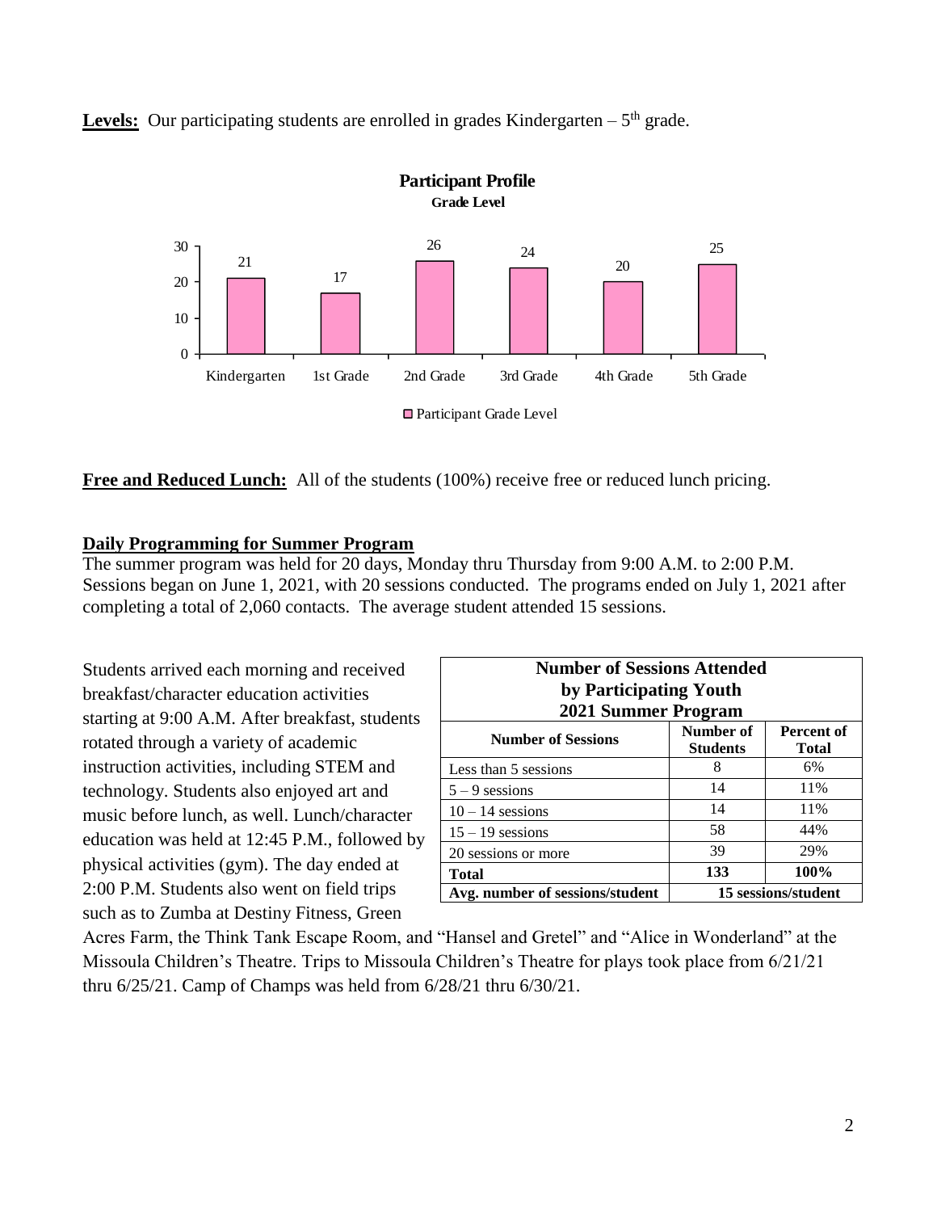**Levels:** Our participating students are enrolled in grades Kindergarten – 5th grade.

**Participant Profile**
**Grade Level**

| Grade | Participant Grade Level |
|---|---|
| Kindergarten | 21 |
| 1st Grade | 17 |
| 2nd Grade | 26 |
| 3rd Grade | 24 |
| 4th Grade | 20 |
| 5th Grade | 25 |

**Free and Reduced Lunch:** All of the students (100%) receive free or reduced lunch pricing.

**Daily Programming for Summer Program**

The summer program was held for 20 days, Monday thru Thursday from 9:00 A.M. to 2:00 P.M. Sessions began on June 1, 2021, with 20 sessions conducted. The programs ended on July 1, 2021 after completing a total of 2,060 contacts. The average student attended 15 sessions.

Students arrived each morning and received breakfast/character education activities starting at 9:00 A.M. After breakfast, students rotated through a variety of academic instruction activities, including STEM and technology. Students also enjoyed art and music before lunch, as well. Lunch/character education was held at 12:45 P.M., followed by physical activities (gym). The day ended at 2:00 P.M. Students also went on field trips such as to Zumba at Destiny Fitness, Green Acres Farm, the Think Tank Escape Room, and "Hansel and Gretel" and "Alice in Wonderland" at the Missoula Children's Theatre. Trips to Missoula Children's Theatre for plays took place from 6/21/21 thru 6/25/21. Camp of Champs was held from 6/28/21 thru 6/30/21.

**Number of Sessions Attended by Participating Youth 2021 Summer Program**

| Number of Sessions | Number of Students | Percent of Total |
|---|---|---|
| Less than 5 sessions | 8 | 6% |
| 5 – 9 sessions | 14 | 11% |
| 10 – 14 sessions | 14 | 11% |
| 15 – 19 sessions | 58 | 44% |
| 20 sessions or more | 39 | 29% |
| **Total** | **133** | **100%** |
| **Avg. number of sessions/student** | **15 sessions/student** | |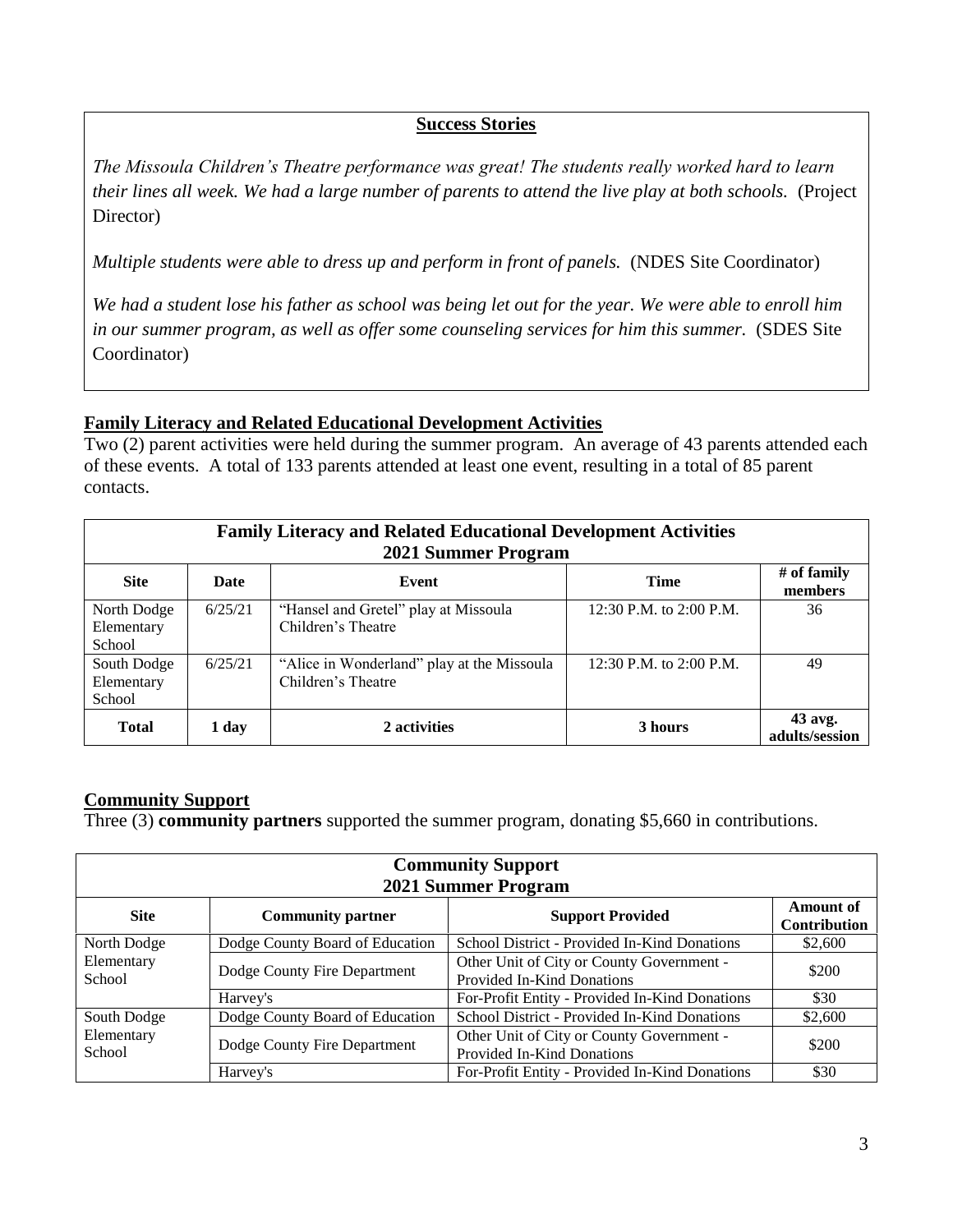**Success Stories**

*The Missoula Children's Theatre performance was great! The students really worked hard to learn their lines all week. We had a large number of parents to attend the live play at both schools.* (Project Director)

*Multiple students were able to dress up and perform in front of panels.* (NDES Site Coordinator)

*We had a student lose his father as school was being let out for the year. We were able to enroll him in our summer program, as well as offer some counseling services for him this summer.* (SDES Site Coordinator)

## Family Literacy and Related Educational Development Activities

Two (2) parent activities were held during the summer program. An average of 43 parents attended each of these events. A total of 133 parents attended at least one event, resulting in a total of 85 parent contacts.

| Family Literacy and Related Educational Development Activities 2021 Summer Program | | | | |
|---|---|---|---|---|
| **Site** | **Date** | **Event** | **Time** | **# of family members** |
| North Dodge Elementary School | 6/25/21 | "Hansel and Gretel" play at Missoula Children's Theatre | 12:30 P.M. to 2:00 P.M. | 36 |
| South Dodge Elementary School | 6/25/21 | "Alice in Wonderland" play at the Missoula Children's Theatre | 12:30 P.M. to 2:00 P.M. | 49 |
| **Total** | **1 day** | **2 activities** | **3 hours** | **43 avg. adults/session** |

## Community Support

Three (3) **community partners** supported the summer program, donating $5,660 in contributions.

| Community Support 2021 Summer Program | | | |
|---|---|---|---|
| **Site** | **Community partner** | **Support Provided** | **Amount of Contribution** |
| North Dodge Elementary School | Dodge County Board of Education | School District - Provided In-Kind Donations | $2,600 |
| | Dodge County Fire Department | Other Unit of City or County Government - Provided In-Kind Donations | $200 |
| | Harvey's | For-Profit Entity - Provided In-Kind Donations | $30 |
| South Dodge Elementary School | Dodge County Board of Education | School District - Provided In-Kind Donations | $2,600 |
| | Dodge County Fire Department | Other Unit of City or County Government - Provided In-Kind Donations | $200 |
| | Harvey's | For-Profit Entity - Provided In-Kind Donations | $30 |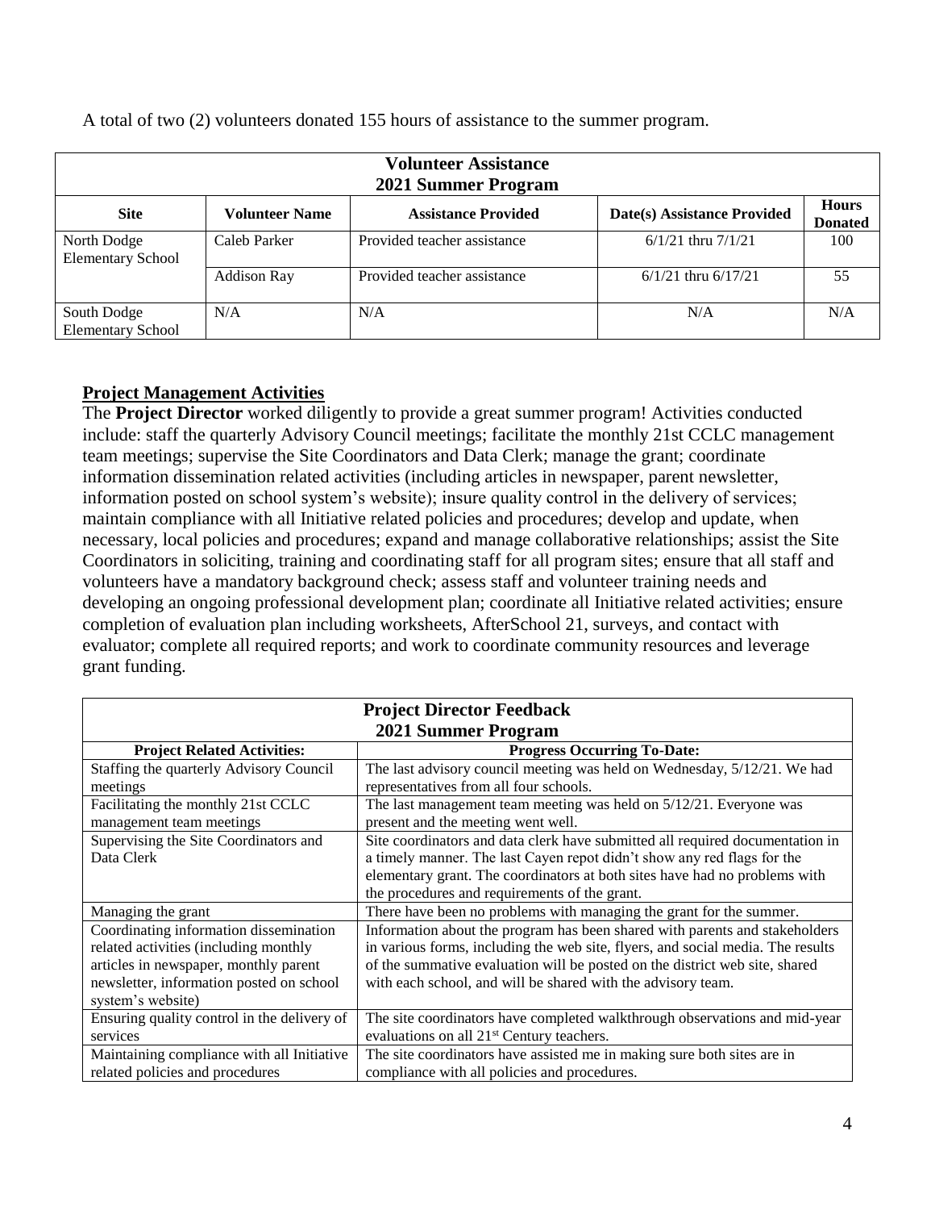A total of two (2) volunteers donated 155 hours of assistance to the summer program.

| Volunteer Assistance<br>2021 Summer Program | | | | |
|---|---|---|---|---|
| **Site** | **Volunteer Name** | **Assistance Provided** | **Date(s) Assistance Provided** | **Hours Donated** |
| North Dodge Elementary School | Caleb Parker | Provided teacher assistance | 6/1/21 thru 7/1/21 | 100 |
| | Addison Ray | Provided teacher assistance | 6/1/21 thru 6/17/21 | 55 |
| South Dodge Elementary School | N/A | N/A | N/A | N/A |

## Project Management Activities

The **Project Director** worked diligently to provide a great summer program! Activities conducted include: staff the quarterly Advisory Council meetings; facilitate the monthly 21st CCLC management team meetings; supervise the Site Coordinators and Data Clerk; manage the grant; coordinate information dissemination related activities (including articles in newspaper, parent newsletter, information posted on school system's website); insure quality control in the delivery of services; maintain compliance with all Initiative related policies and procedures; develop and update, when necessary, local policies and procedures; expand and manage collaborative relationships; assist the Site Coordinators in soliciting, training and coordinating staff for all program sites; ensure that all staff and volunteers have a mandatory background check; assess staff and volunteer training needs and developing an ongoing professional development plan; coordinate all Initiative related activities; ensure completion of evaluation plan including worksheets, AfterSchool 21, surveys, and contact with evaluator; complete all required reports; and work to coordinate community resources and leverage grant funding.

| Project Director Feedback<br>2021 Summer Program | |
|---|---|
| **Project Related Activities:** | **Progress Occurring To-Date:** |
| Staffing the quarterly Advisory Council meetings | The last advisory council meeting was held on Wednesday, 5/12/21. We had representatives from all four schools. |
| Facilitating the monthly 21st CCLC management team meetings | The last management team meeting was held on 5/12/21. Everyone was present and the meeting went well. |
| Supervising the Site Coordinators and Data Clerk | Site coordinators and data clerk have submitted all required documentation in a timely manner. The last Cayen repot didn't show any red flags for the elementary grant. The coordinators at both sites have had no problems with the procedures and requirements of the grant. |
| Managing the grant | There have been no problems with managing the grant for the summer. |
| Coordinating information dissemination related activities (including monthly articles in newspaper, monthly parent newsletter, information posted on school system's website) | Information about the program has been shared with parents and stakeholders in various forms, including the web site, flyers, and social media. The results of the summative evaluation will be posted on the district web site, shared with each school, and will be shared with the advisory team. |
| Ensuring quality control in the delivery of services | The site coordinators have completed walkthrough observations and mid-year evaluations on all 21st Century teachers. |
| Maintaining compliance with all Initiative related policies and procedures | The site coordinators have assisted me in making sure both sites are in compliance with all policies and procedures. |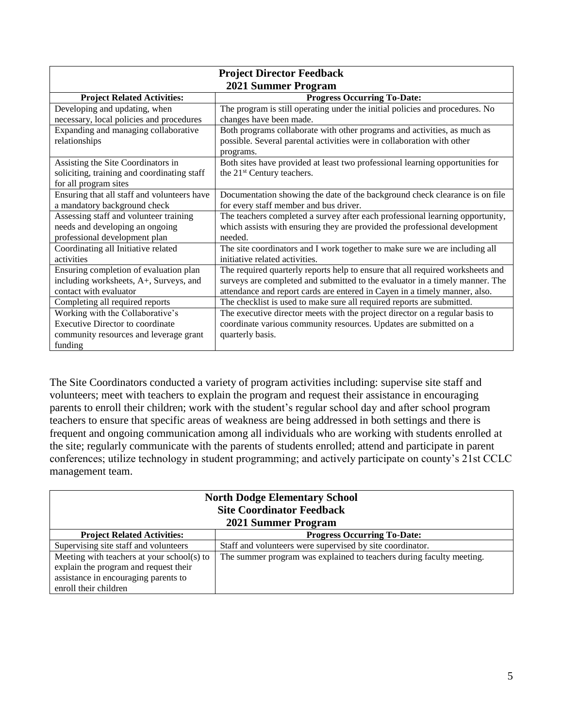| **Project Director Feedback 2021 Summer Program** | |
|---|---|
| **Project Related Activities:** | **Progress Occurring To-Date:** |
| Developing and updating, when necessary, local policies and procedures | The program is still operating under the initial policies and procedures. No changes have been made. |
| Expanding and managing collaborative relationships | Both programs collaborate with other programs and activities, as much as possible. Several parental activities were in collaboration with other programs. |
| Assisting the Site Coordinators in soliciting, training and coordinating staff for all program sites | Both sites have provided at least two professional learning opportunities for the 21st Century teachers. |
| Ensuring that all staff and volunteers have a mandatory background check | Documentation showing the date of the background check clearance is on file for every staff member and bus driver. |
| Assessing staff and volunteer training needs and developing an ongoing professional development plan | The teachers completed a survey after each professional learning opportunity, which assists with ensuring they are provided the professional development needed. |
| Coordinating all Initiative related activities | The site coordinators and I work together to make sure we are including all initiative related activities. |
| Ensuring completion of evaluation plan including worksheets, A+, Surveys, and contact with evaluator | The required quarterly reports help to ensure that all required worksheets and surveys are completed and submitted to the evaluator in a timely manner. The attendance and report cards are entered in Cayen in a timely manner, also. |
| Completing all required reports | The checklist is used to make sure all required reports are submitted. |
| Working with the Collaborative's Executive Director to coordinate community resources and leverage grant funding | The executive director meets with the project director on a regular basis to coordinate various community resources. Updates are submitted on a quarterly basis. |

The Site Coordinators conducted a variety of program activities including: supervise site staff and volunteers; meet with teachers to explain the program and request their assistance in encouraging parents to enroll their children; work with the student's regular school day and after school program teachers to ensure that specific areas of weakness are being addressed in both settings and there is frequent and ongoing communication among all individuals who are working with students enrolled at the site; regularly communicate with the parents of students enrolled; attend and participate in parent conferences; utilize technology in student programming; and actively participate on county's 21st CCLC management team.

| **North Dodge Elementary School Site Coordinator Feedback 2021 Summer Program** | |
|---|---|
| **Project Related Activities:** | **Progress Occurring To-Date:** |
| Supervising site staff and volunteers | Staff and volunteers were supervised by site coordinator. |
| Meeting with teachers at your school(s) to explain the program and request their assistance in encouraging parents to enroll their children | The summer program was explained to teachers during faculty meeting. |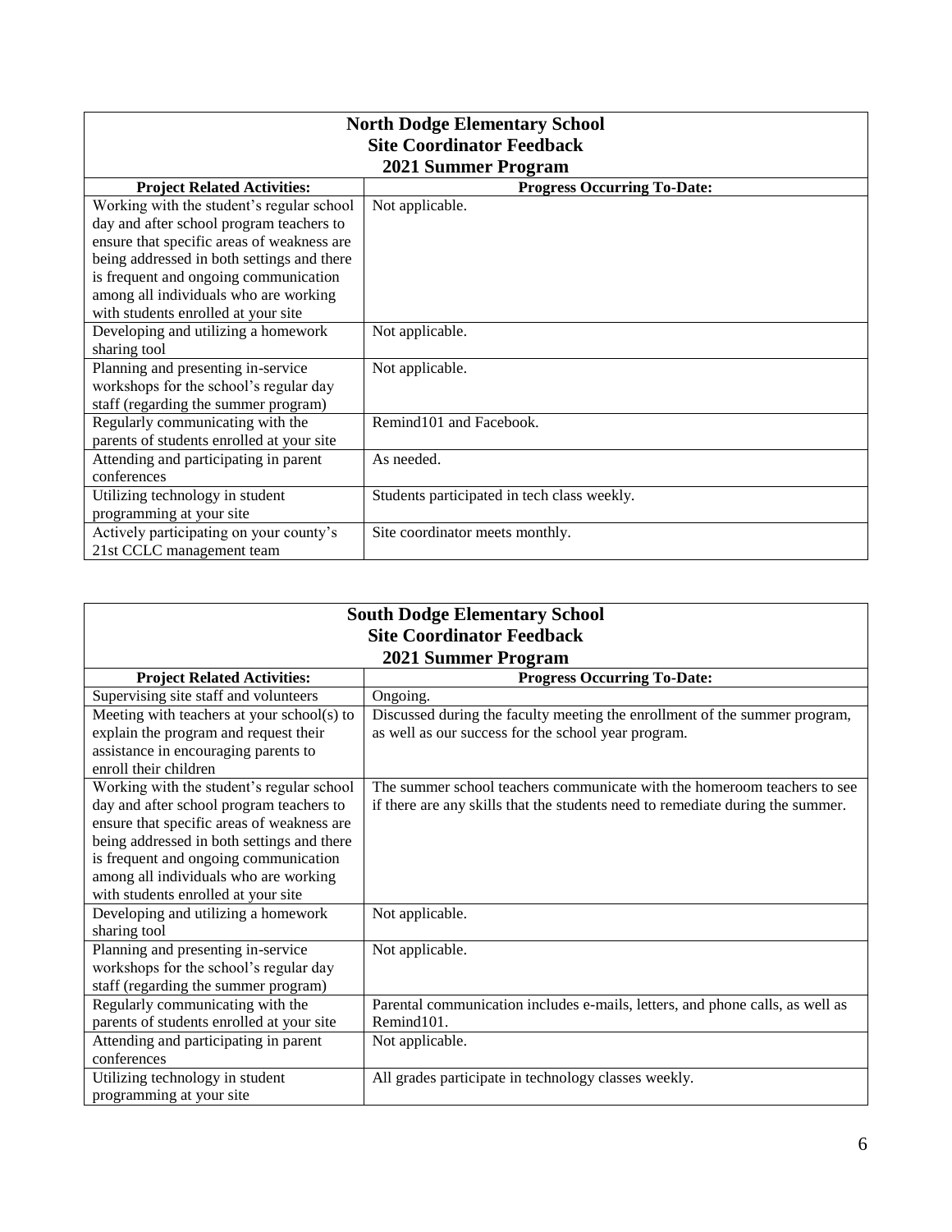| North Dodge Elementary School<br>Site Coordinator Feedback<br>2021 Summer Program | |
|---|---|
| **Project Related Activities:** | **Progress Occurring To-Date:** |
| Working with the student's regular school day and after school program teachers to ensure that specific areas of weakness are being addressed in both settings and there is frequent and ongoing communication among all individuals who are working with students enrolled at your site | Not applicable. |
| Developing and utilizing a homework sharing tool | Not applicable. |
| Planning and presenting in-service workshops for the school's regular day staff (regarding the summer program) | Not applicable. |
| Regularly communicating with the parents of students enrolled at your site | Remind101 and Facebook. |
| Attending and participating in parent conferences | As needed. |
| Utilizing technology in student programming at your site | Students participated in tech class weekly. |
| Actively participating on your county's 21st CCLC management team | Site coordinator meets monthly. |

| South Dodge Elementary School<br>Site Coordinator Feedback<br>2021 Summer Program | |
|---|---|
| **Project Related Activities:** | **Progress Occurring To-Date:** |
| Supervising site staff and volunteers | Ongoing. |
| Meeting with teachers at your school(s) to explain the program and request their assistance in encouraging parents to enroll their children | Discussed during the faculty meeting the enrollment of the summer program, as well as our success for the school year program. |
| Working with the student's regular school day and after school program teachers to ensure that specific areas of weakness are being addressed in both settings and there is frequent and ongoing communication among all individuals who are working with students enrolled at your site | The summer school teachers communicate with the homeroom teachers to see if there are any skills that the students need to remediate during the summer. |
| Developing and utilizing a homework sharing tool | Not applicable. |
| Planning and presenting in-service workshops for the school's regular day staff (regarding the summer program) | Not applicable. |
| Regularly communicating with the parents of students enrolled at your site | Parental communication includes e-mails, letters, and phone calls, as well as Remind101. |
| Attending and participating in parent conferences | Not applicable. |
| Utilizing technology in student programming at your site | All grades participate in technology classes weekly. |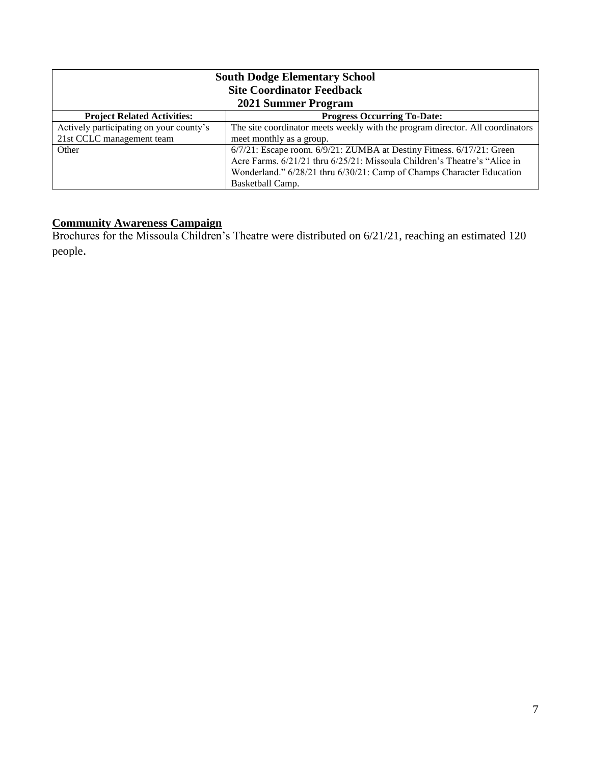| South Dodge Elementary School<br>Site Coordinator Feedback<br>2021 Summer Program | |
|---|---|
| **Project Related Activities:** | **Progress Occurring To-Date:** |
| Actively participating on your county's 21st CCLC management team | The site coordinator meets weekly with the program director. All coordinators meet monthly as a group. |
| Other | 6/7/21: Escape room. 6/9/21: ZUMBA at Destiny Fitness. 6/17/21: Green Acre Farms. 6/21/21 thru 6/25/21: Missoula Children's Theatre's "Alice in Wonderland." 6/28/21 thru 6/30/21: Camp of Champs Character Education Basketball Camp. |

## Community Awareness Campaign

Brochures for the Missoula Children's Theatre were distributed on 6/21/21, reaching an estimated 120 people.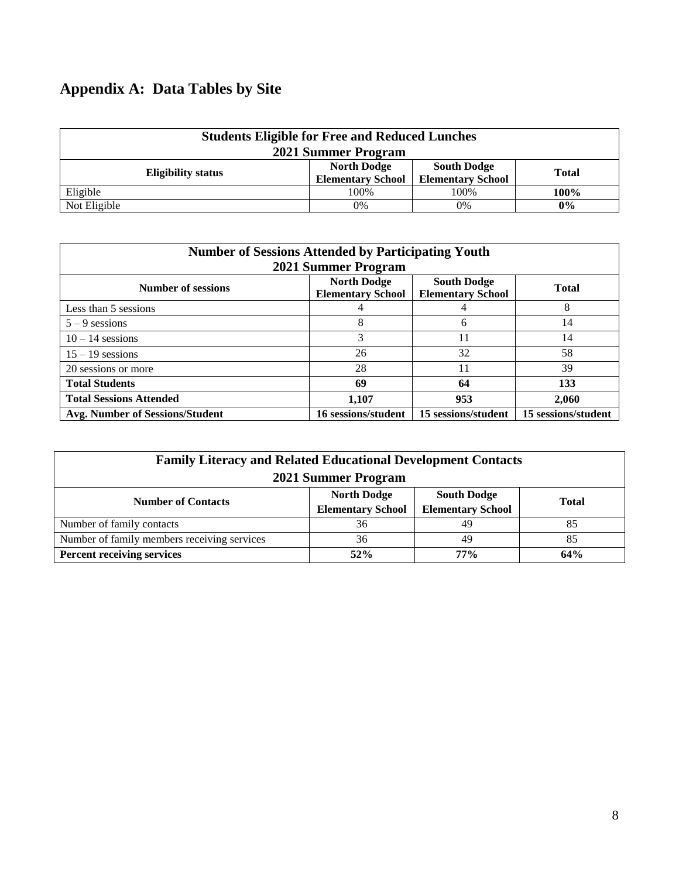# Appendix A: Data Tables by Site

| Students Eligible for Free and Reduced Lunches<br>2021 Summer Program | | | |
|---|---|---|---|
| **Eligibility status** | **North Dodge Elementary School** | **South Dodge Elementary School** | **Total** |
| Eligible | 100% | 100% | **100%** |
| Not Eligible | 0% | 0% | **0%** |

| Number of Sessions Attended by Participating Youth<br>2021 Summer Program | | | |
|---|---|---|---|
| **Number of sessions** | **North Dodge Elementary School** | **South Dodge Elementary School** | **Total** |
| Less than 5 sessions | 4 | 4 | 8 |
| 5 – 9 sessions | 8 | 6 | 14 |
| 10 – 14 sessions | 3 | 11 | 14 |
| 15 – 19 sessions | 26 | 32 | 58 |
| 20 sessions or more | 28 | 11 | 39 |
| **Total Students** | **69** | **64** | **133** |
| **Total Sessions Attended** | **1,107** | **953** | **2,060** |
| **Avg. Number of Sessions/Student** | **16 sessions/student** | **15 sessions/student** | **15 sessions/student** |

| Family Literacy and Related Educational Development Contacts<br>2021 Summer Program | | | |
|---|---|---|---|
| **Number of Contacts** | **North Dodge Elementary School** | **South Dodge Elementary School** | **Total** |
| Number of family contacts | 36 | 49 | 85 |
| Number of family members receiving services | 36 | 49 | 85 |
| **Percent receiving services** | **52%** | **77%** | **64%** |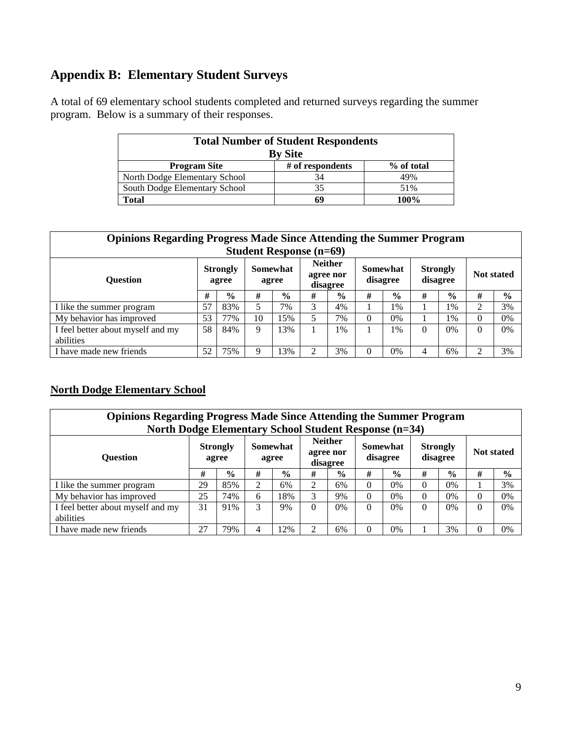## Appendix B: Elementary Student Surveys

A total of 69 elementary school students completed and returned surveys regarding the summer program. Below is a summary of their responses.

| **Total Number of Student Respondents By Site** | | |
|---|---|---|
| **Program Site** | **# of respondents** | **% of total** |
| North Dodge Elementary School | 34 | 49% |
| South Dodge Elementary School | 35 | 51% |
| **Total** | **69** | **100%** |

| **Opinions Regarding Progress Made Since Attending the Summer Program Student Response (n=69)** | | | | | | | | | | | | |
|---|---|---|---|---|---|---|---|---|---|---|---|---|
| **Question** | **Strongly agree** | | **Somewhat agree** | | **Neither agree nor disagree** | | **Somewhat disagree** | | **Strongly disagree** | | **Not stated** | |
| | **#** | **%** | **#** | **%** | **#** | **%** | **#** | **%** | **#** | **%** | **#** | **%** |
| I like the summer program | 57 | 83% | 5 | 7% | 3 | 4% | 1 | 1% | 1 | 1% | 2 | 3% |
| My behavior has improved | 53 | 77% | 10 | 15% | 5 | 7% | 0 | 0% | 1 | 1% | 0 | 0% |
| I feel better about myself and my abilities | 58 | 84% | 9 | 13% | 1 | 1% | 1 | 1% | 0 | 0% | 0 | 0% |
| I have made new friends | 52 | 75% | 9 | 13% | 2 | 3% | 0 | 0% | 4 | 6% | 2 | 3% |

### North Dodge Elementary School

| **Opinions Regarding Progress Made Since Attending the Summer Program North Dodge Elementary School Student Response (n=34)** | | | | | | | | | | | | |
|---|---|---|---|---|---|---|---|---|---|---|---|---|
| **Question** | **Strongly agree** | | **Somewhat agree** | | **Neither agree nor disagree** | | **Somewhat disagree** | | **Strongly disagree** | | **Not stated** | |
| | **#** | **%** | **#** | **%** | **#** | **%** | **#** | **%** | **#** | **%** | **#** | **%** |
| I like the summer program | 29 | 85% | 2 | 6% | 2 | 6% | 0 | 0% | 0 | 0% | 1 | 3% |
| My behavior has improved | 25 | 74% | 6 | 18% | 3 | 9% | 0 | 0% | 0 | 0% | 0 | 0% |
| I feel better about myself and my abilities | 31 | 91% | 3 | 9% | 0 | 0% | 0 | 0% | 0 | 0% | 0 | 0% |
| I have made new friends | 27 | 79% | 4 | 12% | 2 | 6% | 0 | 0% | 1 | 3% | 0 | 0% |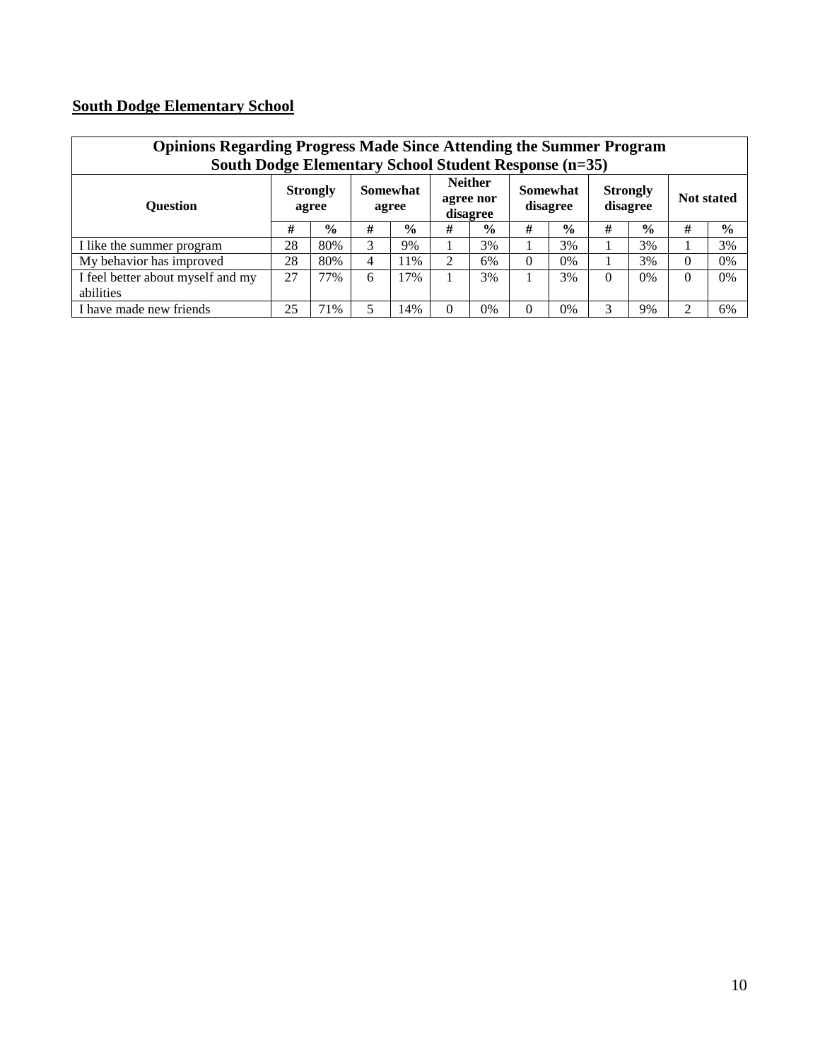**South Dodge Elementary School**

| Opinions Regarding Progress Made Since Attending the Summer Program<br>South Dodge Elementary School Student Response (n=35) | | | | | | | | | | | | |
|---|---|---|---|---|---|---|---|---|---|---|---|---|
| **Question** | **Strongly agree** | | **Somewhat agree** | | **Neither agree nor disagree** | | **Somewhat disagree** | | **Strongly disagree** | | **Not stated** | |
| | **#** | **%** | **#** | **%** | **#** | **%** | **#** | **%** | **#** | **%** | **#** | **%** |
| I like the summer program | 28 | 80% | 3 | 9% | 1 | 3% | 1 | 3% | 1 | 3% | 1 | 3% |
| My behavior has improved | 28 | 80% | 4 | 11% | 2 | 6% | 0 | 0% | 1 | 3% | 0 | 0% |
| I feel better about myself and my abilities | 27 | 77% | 6 | 17% | 1 | 3% | 1 | 3% | 0 | 0% | 0 | 0% |
| I have made new friends | 25 | 71% | 5 | 14% | 0 | 0% | 0 | 0% | 3 | 9% | 2 | 6% |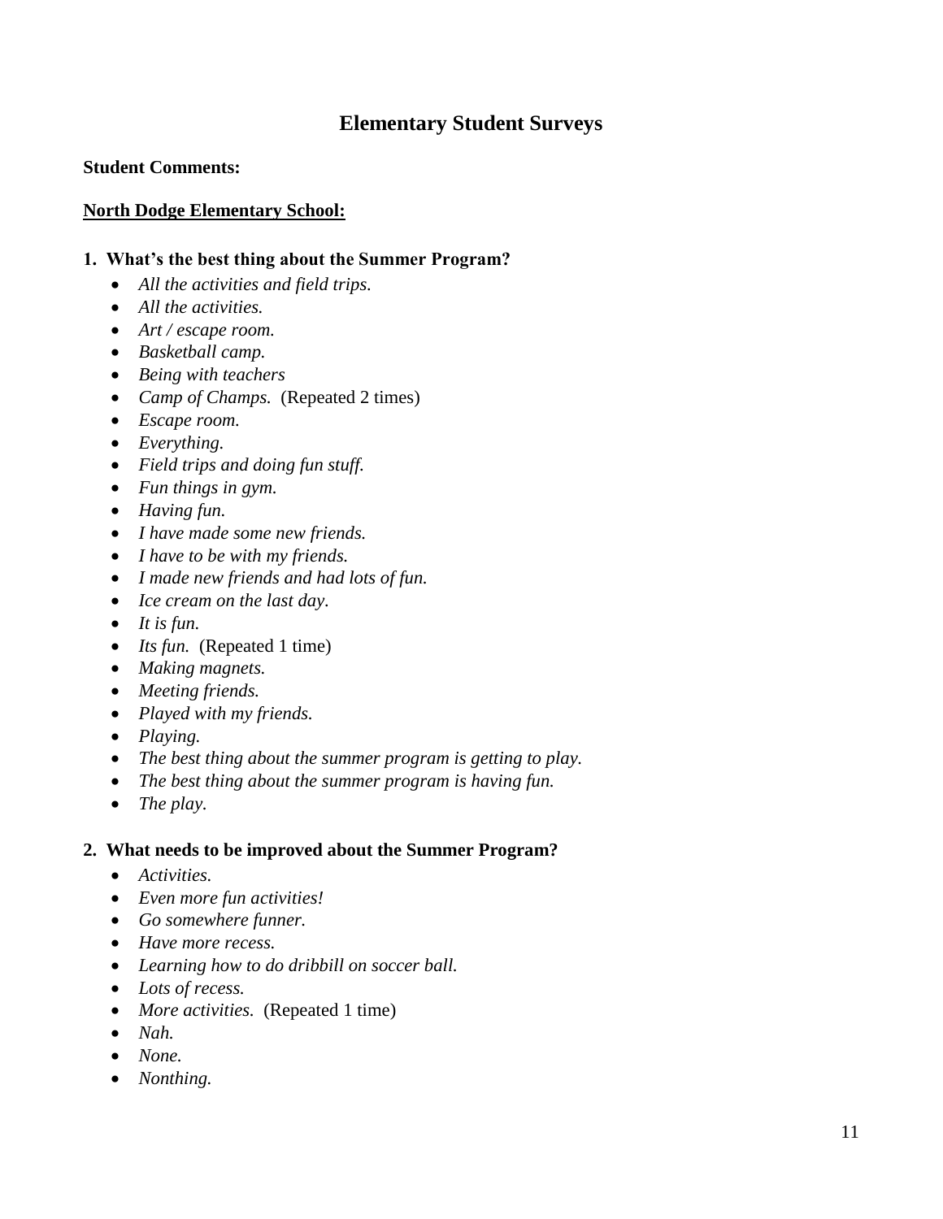# Elementary Student Surveys

**Student Comments:**

**<u>North Dodge Elementary School:</u>**

**1. What's the best thing about the Summer Program?**

- *All the activities and field trips.*
- *All the activities.*
- *Art / escape room.*
- *Basketball camp.*
- *Being with teachers*
- *Camp of Champs.* (Repeated 2 times)
- *Escape room.*
- *Everything.*
- *Field trips and doing fun stuff.*
- *Fun things in gym.*
- *Having fun.*
- *I have made some new friends.*
- *I have to be with my friends.*
- *I made new friends and had lots of fun.*
- *Ice cream on the last day.*
- *It is fun.*
- *Its fun.* (Repeated 1 time)
- *Making magnets.*
- *Meeting friends.*
- *Played with my friends.*
- *Playing.*
- *The best thing about the summer program is getting to play.*
- *The best thing about the summer program is having fun.*
- *The play.*

**2. What needs to be improved about the Summer Program?**

- *Activities.*
- *Even more fun activities!*
- *Go somewhere funner.*
- *Have more recess.*
- *Learning how to do dribbill on soccer ball.*
- *Lots of recess.*
- *More activities.* (Repeated 1 time)
- *Nah.*
- *None.*
- *Nonthing.*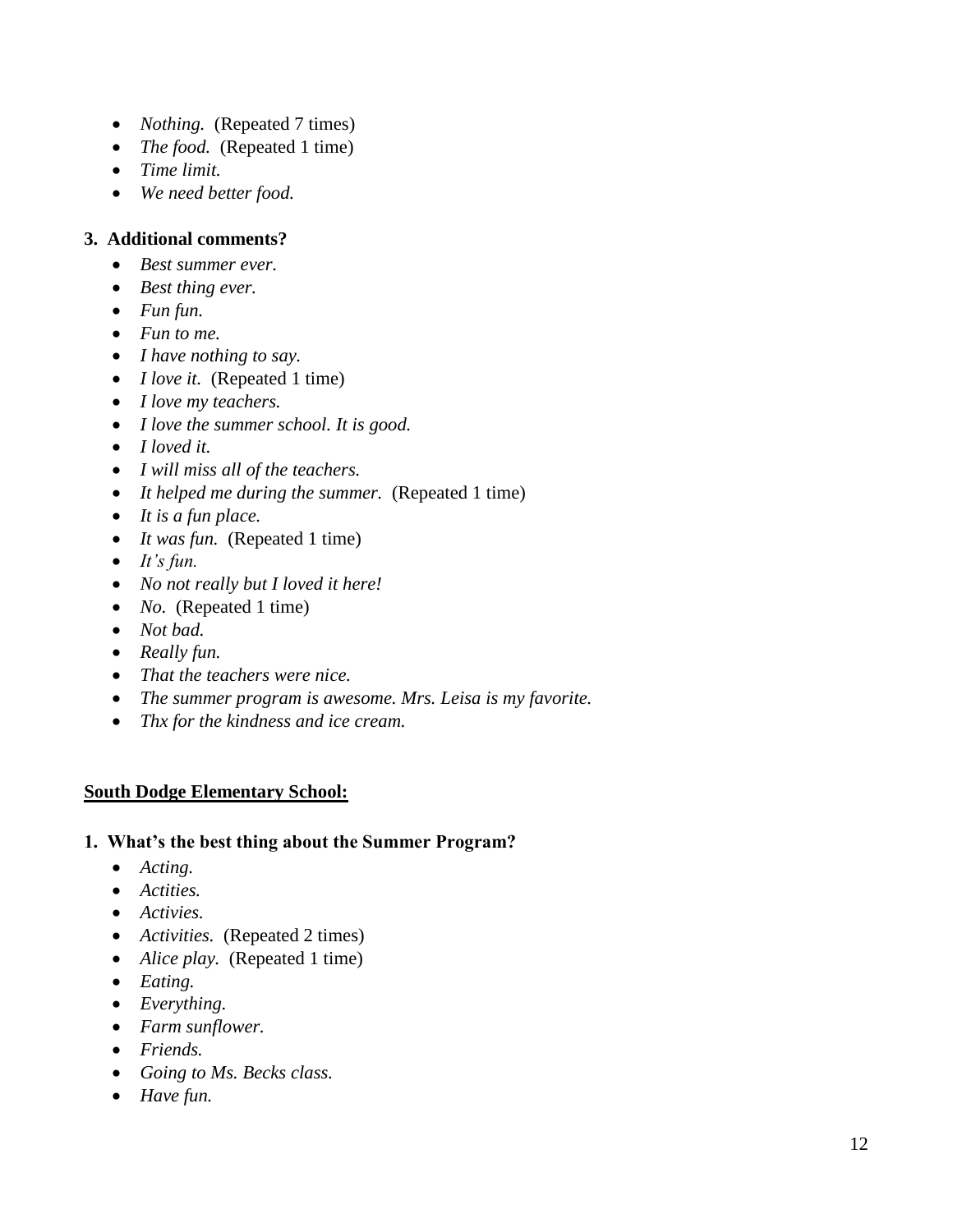- *Nothing.* (Repeated 7 times)
- *The food.* (Repeated 1 time)
- *Time limit.*
- *We need better food.*

**3. Additional comments?**

- *Best summer ever.*
- *Best thing ever.*
- *Fun fun.*
- *Fun to me.*
- *I have nothing to say.*
- *I love it.* (Repeated 1 time)
- *I love my teachers.*
- *I love the summer school. It is good.*
- *I loved it.*
- *I will miss all of the teachers.*
- *It helped me during the summer.* (Repeated 1 time)
- *It is a fun place.*
- *It was fun.* (Repeated 1 time)
- *It's fun.*
- *No not really but I loved it here!*
- *No.* (Repeated 1 time)
- *Not bad.*
- *Really fun.*
- *That the teachers were nice.*
- *The summer program is awesome. Mrs. Leisa is my favorite.*
- *Thx for the kindness and ice cream.*

**<u>South Dodge Elementary School:</u>**

**1. What's the best thing about the Summer Program?**

- *Acting.*
- *Actities.*
- *Activies.*
- *Activities.* (Repeated 2 times)
- *Alice play.* (Repeated 1 time)
- *Eating.*
- *Everything.*
- *Farm sunflower.*
- *Friends.*
- *Going to Ms. Becks class.*
- *Have fun.*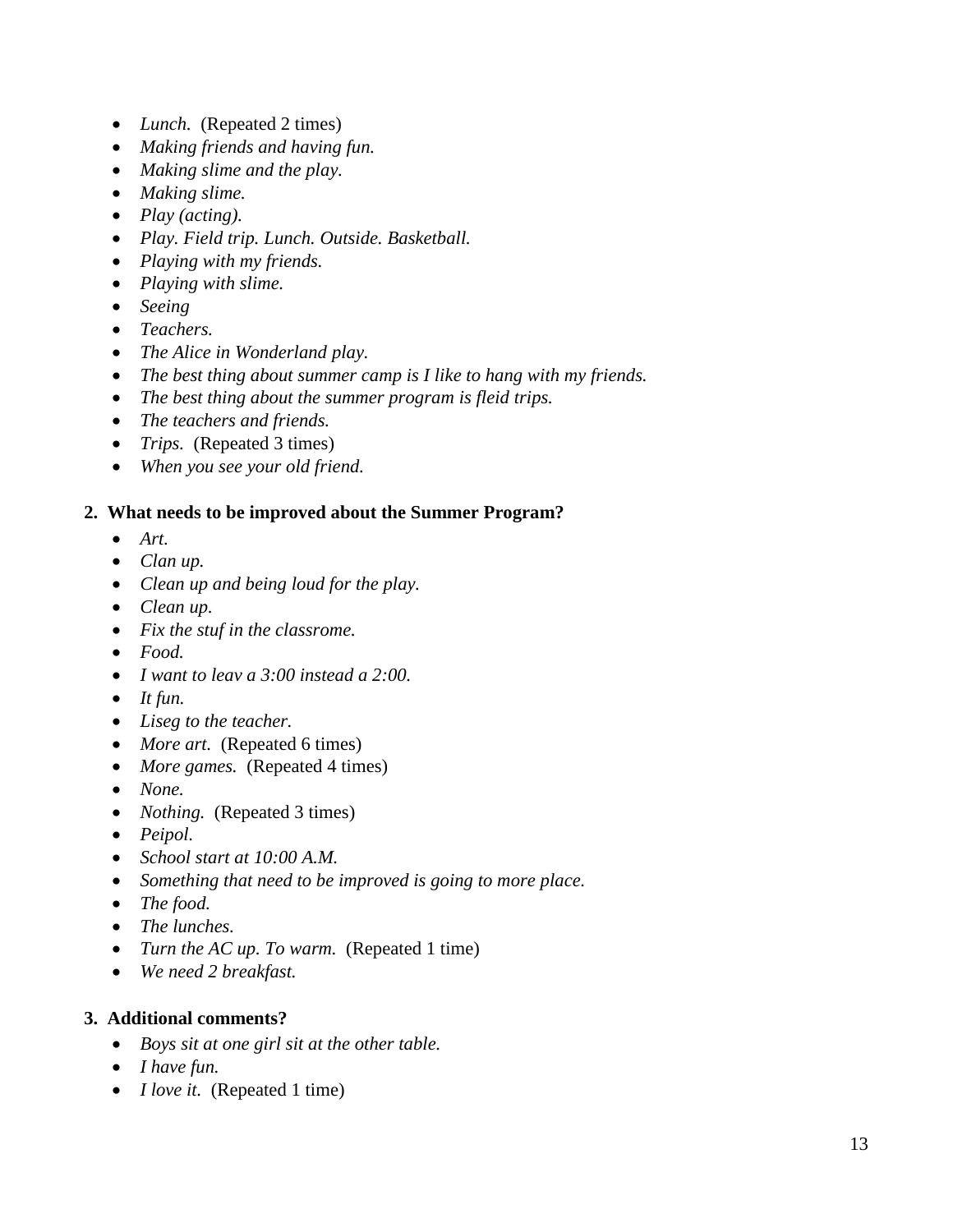- *Lunch.* (Repeated 2 times)
- *Making friends and having fun.*
- *Making slime and the play.*
- *Making slime.*
- *Play (acting).*
- *Play. Field trip. Lunch. Outside. Basketball.*
- *Playing with my friends.*
- *Playing with slime.*
- *Seeing*
- *Teachers.*
- *The Alice in Wonderland play.*
- *The best thing about summer camp is I like to hang with my friends.*
- *The best thing about the summer program is fleid trips.*
- *The teachers and friends.*
- *Trips.* (Repeated 3 times)
- *When you see your old friend.*

**2. What needs to be improved about the Summer Program?**

- *Art.*
- *Clan up.*
- *Clean up and being loud for the play.*
- *Clean up.*
- *Fix the stuf in the classrome.*
- *Food.*
- *I want to leav a 3:00 instead a 2:00.*
- *It fun.*
- *Liseg to the teacher.*
- *More art.* (Repeated 6 times)
- *More games.* (Repeated 4 times)
- *None.*
- *Nothing.* (Repeated 3 times)
- *Peipol.*
- *School start at 10:00 A.M.*
- *Something that need to be improved is going to more place.*
- *The food.*
- *The lunches.*
- *Turn the AC up. To warm.* (Repeated 1 time)
- *We need 2 breakfast.*

**3. Additional comments?**

- *Boys sit at one girl sit at the other table.*
- *I have fun.*
- *I love it.* (Repeated 1 time)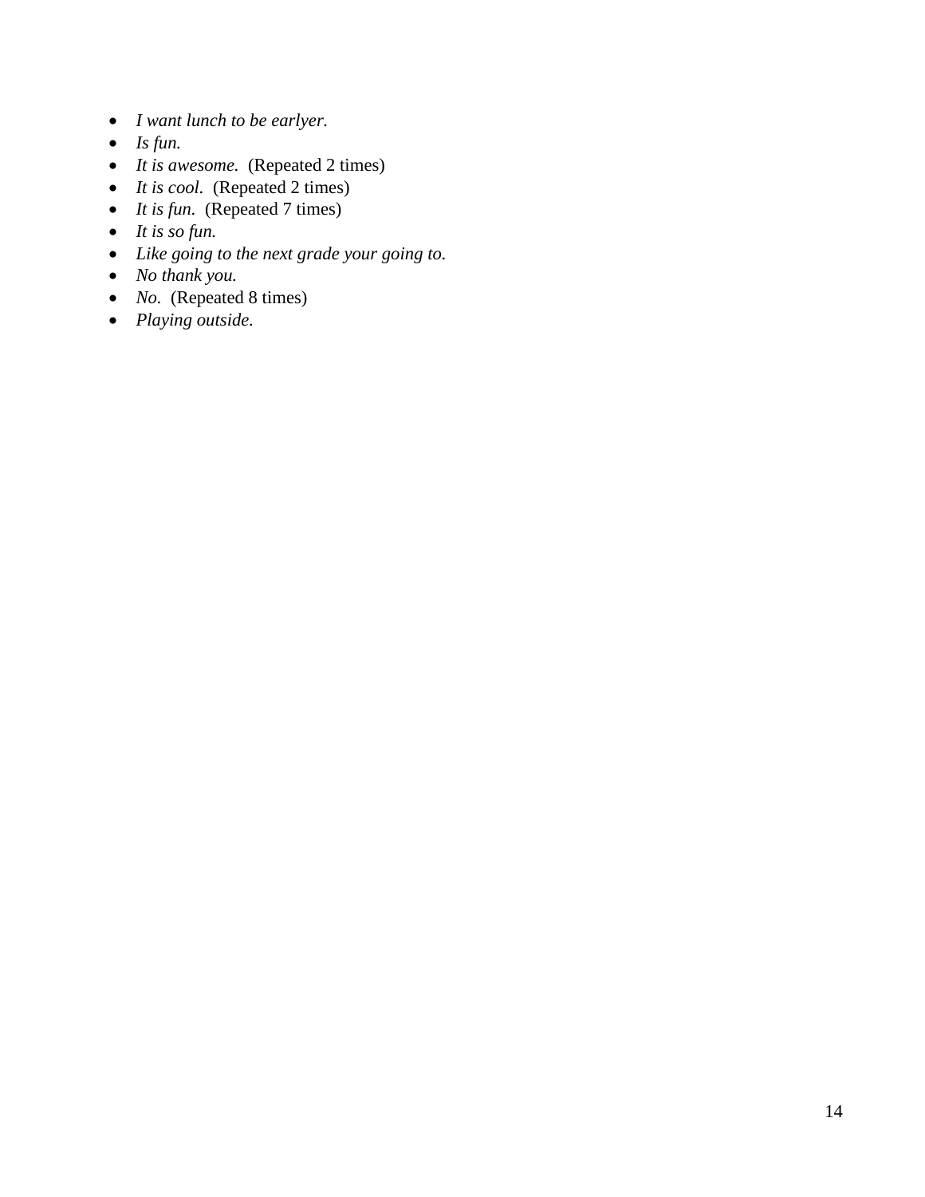- *I want lunch to be earlyer.*
- *Is fun.*
- *It is awesome.* (Repeated 2 times)
- *It is cool.* (Repeated 2 times)
- *It is fun.* (Repeated 7 times)
- *It is so fun.*
- *Like going to the next grade your going to.*
- *No thank you.*
- *No.* (Repeated 8 times)
- *Playing outside.*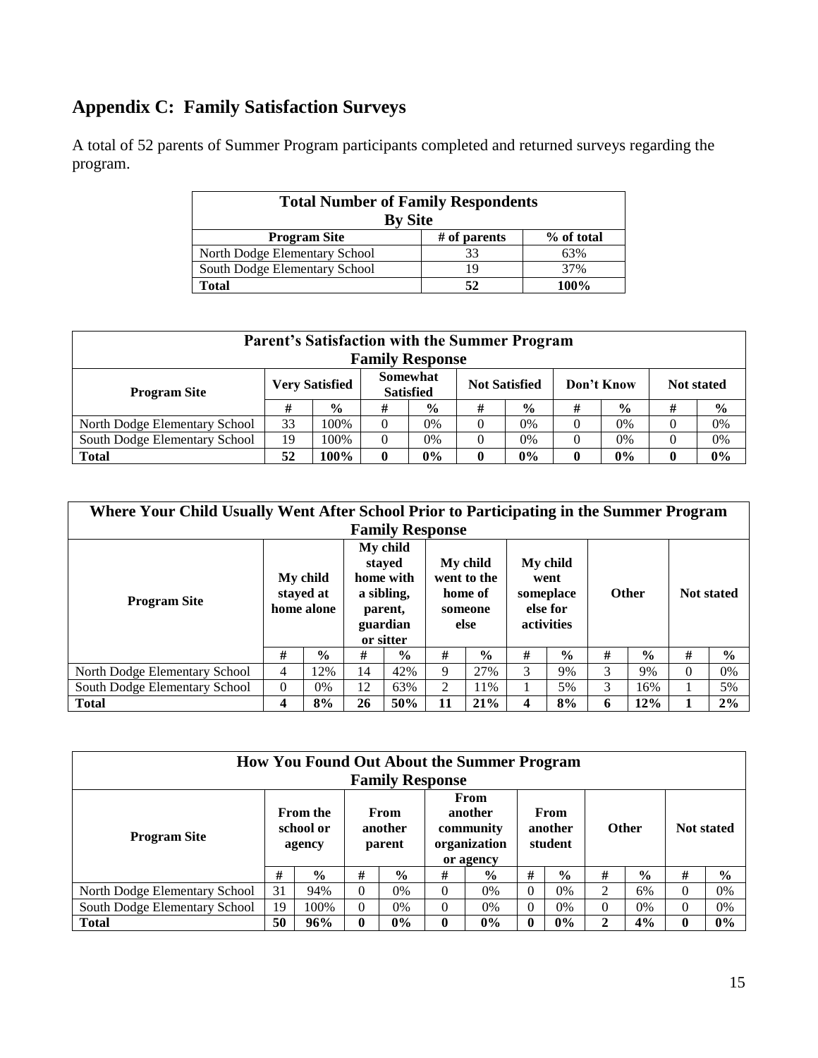## Appendix C: Family Satisfaction Surveys

A total of 52 parents of Summer Program participants completed and returned surveys regarding the program.

| **Total Number of Family Respondents By Site** | | |
|---|---|---|
| **Program Site** | **# of parents** | **% of total** |
| North Dodge Elementary School | 33 | 63% |
| South Dodge Elementary School | 19 | 37% |
| **Total** | **52** | **100%** |

| **Parent's Satisfaction with the Summer Program Family Response** | | | | | | | | | | |
|---|---|---|---|---|---|---|---|---|---|---|
| **Program Site** | **Very Satisfied** | | **Somewhat Satisfied** | | **Not Satisfied** | | **Don't Know** | | **Not stated** | |
| | **#** | **%** | **#** | **%** | **#** | **%** | **#** | **%** | **#** | **%** |
| North Dodge Elementary School | 33 | 100% | 0 | 0% | 0 | 0% | 0 | 0% | 0 | 0% |
| South Dodge Elementary School | 19 | 100% | 0 | 0% | 0 | 0% | 0 | 0% | 0 | 0% |
| **Total** | **52** | **100%** | **0** | **0%** | **0** | **0%** | **0** | **0%** | **0** | **0%** |

| **Where Your Child Usually Went After School Prior to Participating in the Summer Program Family Response** | | | | | | | | | | | | |
|---|---|---|---|---|---|---|---|---|---|---|---|---|
| **Program Site** | **My child stayed at home alone** | | **My child stayed home with a sibling, parent, guardian or sitter** | | **My child went to the home of someone else** | | **My child went someplace else for activities** | | **Other** | | **Not stated** | |
| | **#** | **%** | **#** | **%** | **#** | **%** | **#** | **%** | **#** | **%** | **#** | **%** |
| North Dodge Elementary School | 4 | 12% | 14 | 42% | 9 | 27% | 3 | 9% | 3 | 9% | 0 | 0% |
| South Dodge Elementary School | 0 | 0% | 12 | 63% | 2 | 11% | 1 | 5% | 3 | 16% | 1 | 5% |
| **Total** | **4** | **8%** | **26** | **50%** | **11** | **21%** | **4** | **8%** | **6** | **12%** | **1** | **2%** |

| **How You Found Out About the Summer Program Family Response** | | | | | | | | | | | | |
|---|---|---|---|---|---|---|---|---|---|---|---|---|
| **Program Site** | **From the school or agency** | | **From another parent** | | **From another community organization or agency** | | **From another student** | | **Other** | | **Not stated** | |
| | **#** | **%** | **#** | **%** | **#** | **%** | **#** | **%** | **#** | **%** | **#** | **%** |
| North Dodge Elementary School | 31 | 94% | 0 | 0% | 0 | 0% | 0 | 0% | 2 | 6% | 0 | 0% |
| South Dodge Elementary School | 19 | 100% | 0 | 0% | 0 | 0% | 0 | 0% | 0 | 0% | 0 | 0% |
| **Total** | **50** | **96%** | **0** | **0%** | **0** | **0%** | **0** | **0%** | **2** | **4%** | **0** | **0%** |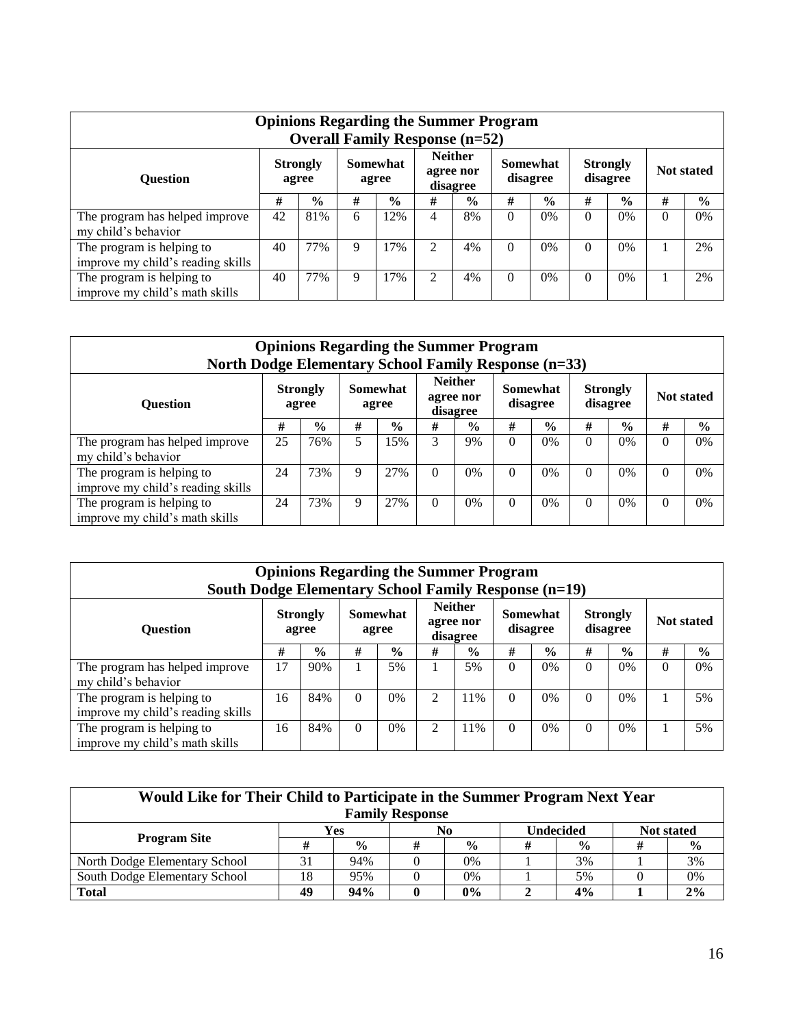| Opinions Regarding the Summer Program Overall Family Response (n=52) | | | | | | | | | | | | |
|---|---|---|---|---|---|---|---|---|---|---|---|---|
| Question | Strongly agree | | Somewhat agree | | Neither agree nor disagree | | Somewhat disagree | | Strongly disagree | | Not stated | |
| | # | % | # | % | # | % | # | % | # | % | # | % |
| The program has helped improve my child's behavior | 42 | 81% | 6 | 12% | 4 | 8% | 0 | 0% | 0 | 0% | 0 | 0% |
| The program is helping to improve my child's reading skills | 40 | 77% | 9 | 17% | 2 | 4% | 0 | 0% | 0 | 0% | 1 | 2% |
| The program is helping to improve my child's math skills | 40 | 77% | 9 | 17% | 2 | 4% | 0 | 0% | 0 | 0% | 1 | 2% |

| Opinions Regarding the Summer Program North Dodge Elementary School Family Response (n=33) | | | | | | | | | | | | |
|---|---|---|---|---|---|---|---|---|---|---|---|---|
| Question | Strongly agree | | Somewhat agree | | Neither agree nor disagree | | Somewhat disagree | | Strongly disagree | | Not stated | |
| | # | % | # | % | # | % | # | % | # | % | # | % |
| The program has helped improve my child's behavior | 25 | 76% | 5 | 15% | 3 | 9% | 0 | 0% | 0 | 0% | 0 | 0% |
| The program is helping to improve my child's reading skills | 24 | 73% | 9 | 27% | 0 | 0% | 0 | 0% | 0 | 0% | 0 | 0% |
| The program is helping to improve my child's math skills | 24 | 73% | 9 | 27% | 0 | 0% | 0 | 0% | 0 | 0% | 0 | 0% |

| Opinions Regarding the Summer Program South Dodge Elementary School Family Response (n=19) | | | | | | | | | | | | |
|---|---|---|---|---|---|---|---|---|---|---|---|---|
| Question | Strongly agree | | Somewhat agree | | Neither agree nor disagree | | Somewhat disagree | | Strongly disagree | | Not stated | |
| | # | % | # | % | # | % | # | % | # | % | # | % |
| The program has helped improve my child's behavior | 17 | 90% | 1 | 5% | 1 | 5% | 0 | 0% | 0 | 0% | 0 | 0% |
| The program is helping to improve my child's reading skills | 16 | 84% | 0 | 0% | 2 | 11% | 0 | 0% | 0 | 0% | 1 | 5% |
| The program is helping to improve my child's math skills | 16 | 84% | 0 | 0% | 2 | 11% | 0 | 0% | 0 | 0% | 1 | 5% |

| Would Like for Their Child to Participate in the Summer Program Next Year Family Response | | | | | | | | |
|---|---|---|---|---|---|---|---|---|
| Program Site | Yes | | No | | Undecided | | Not stated | |
| | # | % | # | % | # | % | # | % |
| North Dodge Elementary School | 31 | 94% | 0 | 0% | 1 | 3% | 1 | 3% |
| South Dodge Elementary School | 18 | 95% | 0 | 0% | 1 | 5% | 0 | 0% |
| **Total** | **49** | **94%** | **0** | **0%** | **2** | **4%** | **1** | **2%** |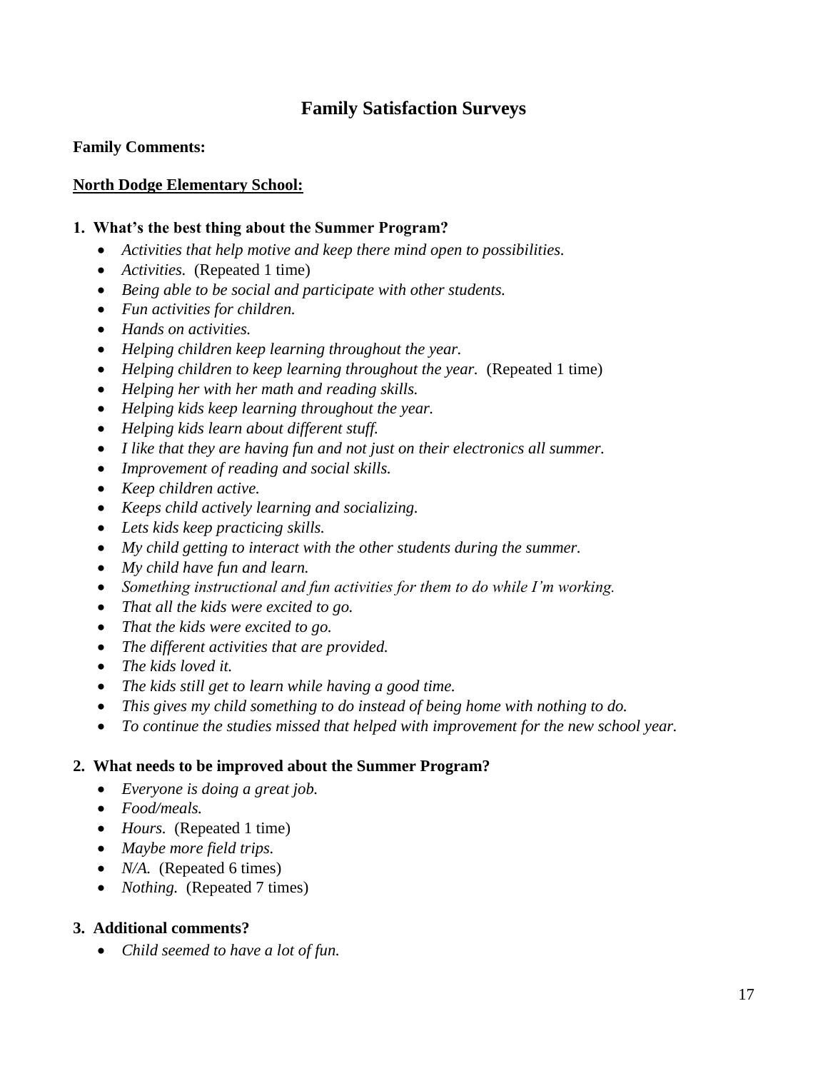# Family Satisfaction Surveys

**Family Comments:**

**North Dodge Elementary School:**

**1. What's the best thing about the Summer Program?**

- *Activities that help motive and keep there mind open to possibilities.*
- *Activities.* (Repeated 1 time)
- *Being able to be social and participate with other students.*
- *Fun activities for children.*
- *Hands on activities.*
- *Helping children keep learning throughout the year.*
- *Helping children to keep learning throughout the year.* (Repeated 1 time)
- *Helping her with her math and reading skills.*
- *Helping kids keep learning throughout the year.*
- *Helping kids learn about different stuff.*
- *I like that they are having fun and not just on their electronics all summer.*
- *Improvement of reading and social skills.*
- *Keep children active.*
- *Keeps child actively learning and socializing.*
- *Lets kids keep practicing skills.*
- *My child getting to interact with the other students during the summer.*
- *My child have fun and learn.*
- *Something instructional and fun activities for them to do while I'm working.*
- *That all the kids were excited to go.*
- *That the kids were excited to go.*
- *The different activities that are provided.*
- *The kids loved it.*
- *The kids still get to learn while having a good time.*
- *This gives my child something to do instead of being home with nothing to do.*
- *To continue the studies missed that helped with improvement for the new school year.*

**2. What needs to be improved about the Summer Program?**

- *Everyone is doing a great job.*
- *Food/meals.*
- *Hours.* (Repeated 1 time)
- *Maybe more field trips.*
- *N/A.* (Repeated 6 times)
- *Nothing.* (Repeated 7 times)

**3. Additional comments?**

- *Child seemed to have a lot of fun.*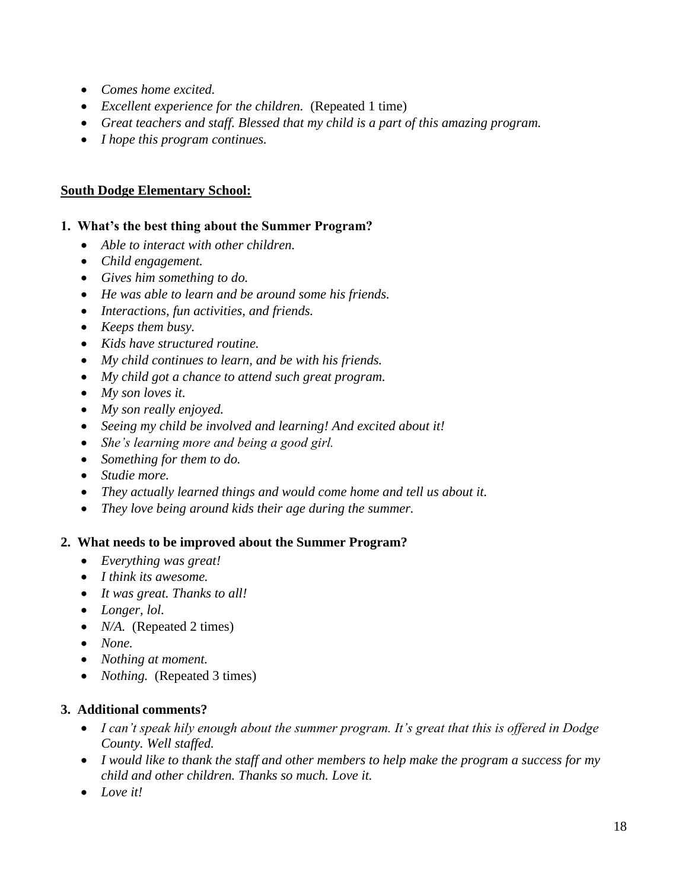- *Comes home excited.*
- *Excellent experience for the children.* (Repeated 1 time)
- *Great teachers and staff. Blessed that my child is a part of this amazing program.*
- *I hope this program continues.*

**South Dodge Elementary School:**

**1. What's the best thing about the Summer Program?**

- *Able to interact with other children.*
- *Child engagement.*
- *Gives him something to do.*
- *He was able to learn and be around some his friends.*
- *Interactions, fun activities, and friends.*
- *Keeps them busy.*
- *Kids have structured routine.*
- *My child continues to learn, and be with his friends.*
- *My child got a chance to attend such great program.*
- *My son loves it.*
- *My son really enjoyed.*
- *Seeing my child be involved and learning! And excited about it!*
- *She's learning more and being a good girl.*
- *Something for them to do.*
- *Studie more.*
- *They actually learned things and would come home and tell us about it.*
- *They love being around kids their age during the summer.*

**2. What needs to be improved about the Summer Program?**

- *Everything was great!*
- *I think its awesome.*
- *It was great. Thanks to all!*
- *Longer, lol.*
- *N/A.* (Repeated 2 times)
- *None.*
- *Nothing at moment.*
- *Nothing.* (Repeated 3 times)

**3. Additional comments?**

- *I can't speak hily enough about the summer program. It's great that this is offered in Dodge County. Well staffed.*
- *I would like to thank the staff and other members to help make the program a success for my child and other children. Thanks so much. Love it.*
- *Love it!*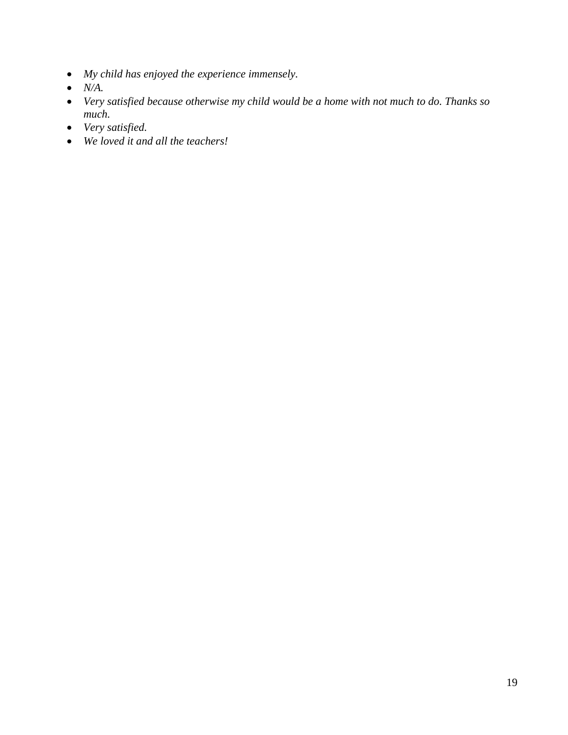- *My child has enjoyed the experience immensely.*
- *N/A.*
- *Very satisfied because otherwise my child would be a home with not much to do. Thanks so much.*
- *Very satisfied.*
- *We loved it and all the teachers!*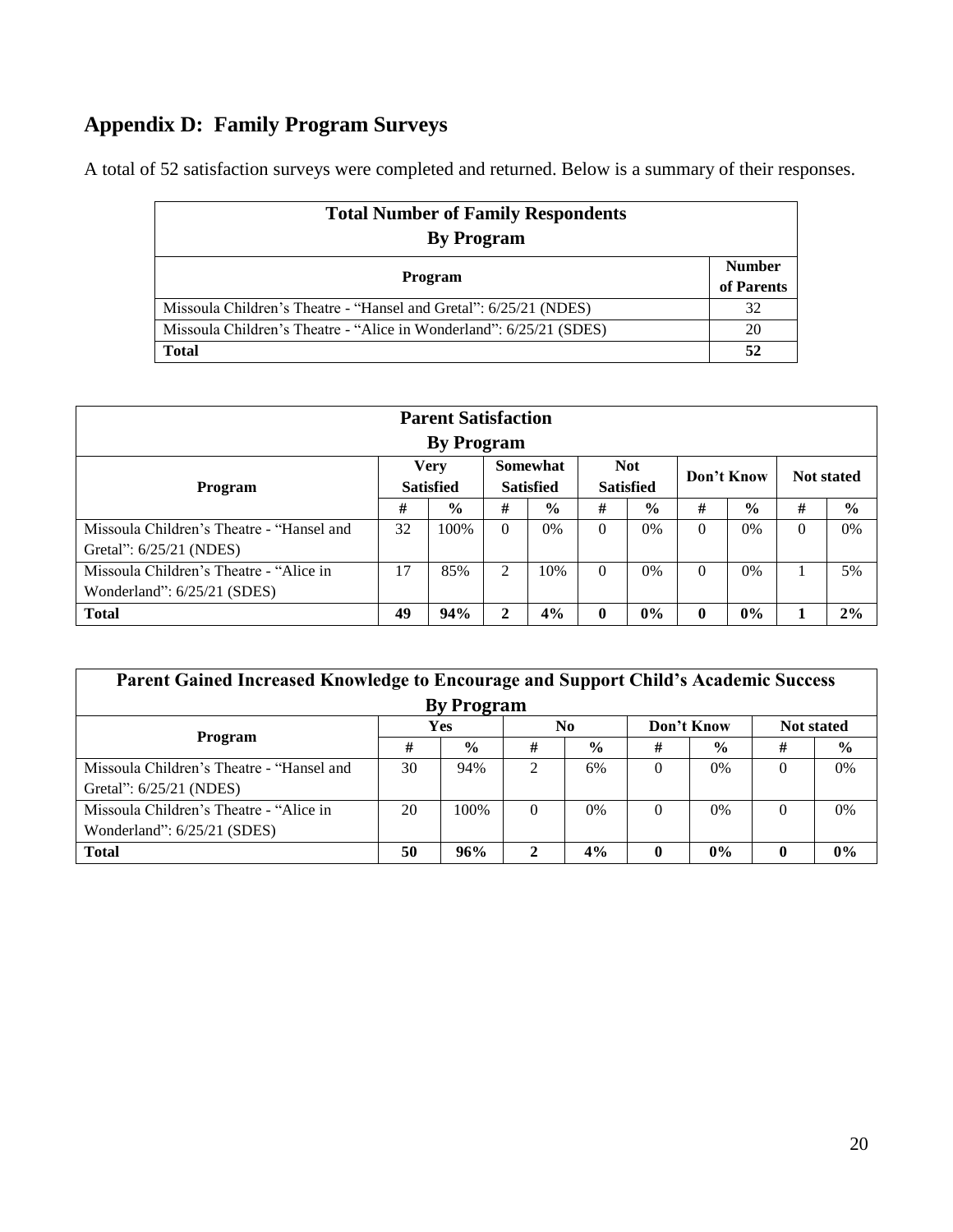## Appendix D: Family Program Surveys

A total of 52 satisfaction surveys were completed and returned. Below is a summary of their responses.

| **Total Number of Family Respondents By Program** | |
|---|---|
| **Program** | **Number of Parents** |
| Missoula Children's Theatre - "Hansel and Gretal": 6/25/21 (NDES) | 32 |
| Missoula Children's Theatre - "Alice in Wonderland": 6/25/21 (SDES) | 20 |
| **Total** | **52** |

**Parent Satisfaction By Program**

| Program | Very Satisfied | | Somewhat Satisfied | | Not Satisfied | | Don't Know | | Not stated | |
|---|---|---|---|---|---|---|---|---|---|---|
| | # | % | # | % | # | % | # | % | # | % |
| Missoula Children's Theatre - "Hansel and Gretal": 6/25/21 (NDES) | 32 | 100% | 0 | 0% | 0 | 0% | 0 | 0% | 0 | 0% |
| Missoula Children's Theatre - "Alice in Wonderland": 6/25/21 (SDES) | 17 | 85% | 2 | 10% | 0 | 0% | 0 | 0% | 1 | 5% |
| **Total** | **49** | **94%** | **2** | **4%** | **0** | **0%** | **0** | **0%** | **1** | **2%** |

**Parent Gained Increased Knowledge to Encourage and Support Child's Academic Success By Program**

| Program | Yes | | No | | Don't Know | | Not stated | |
|---|---|---|---|---|---|---|---|---|
| | # | % | # | % | # | % | # | % |
| Missoula Children's Theatre - "Hansel and Gretal": 6/25/21 (NDES) | 30 | 94% | 2 | 6% | 0 | 0% | 0 | 0% |
| Missoula Children's Theatre - "Alice in Wonderland": 6/25/21 (SDES) | 20 | 100% | 0 | 0% | 0 | 0% | 0 | 0% |
| **Total** | **50** | **96%** | **2** | **4%** | **0** | **0%** | **0** | **0%** |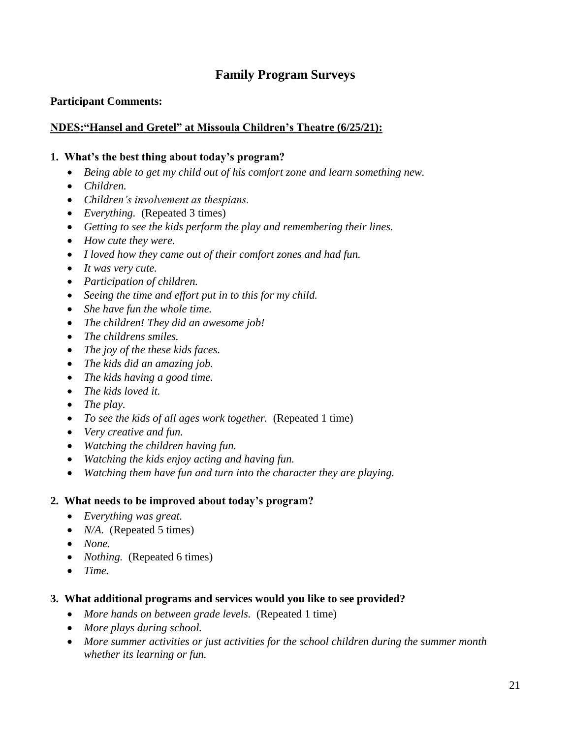# Family Program Surveys

**Participant Comments:**

**<u>NDES:"Hansel and Gretel" at Missoula Children's Theatre (6/25/21):</u>**

**1. What's the best thing about today's program?**

- *Being able to get my child out of his comfort zone and learn something new.*
- *Children.*
- *Children's involvement as thespians.*
- *Everything.* (Repeated 3 times)
- *Getting to see the kids perform the play and remembering their lines.*
- *How cute they were.*
- *I loved how they came out of their comfort zones and had fun.*
- *It was very cute.*
- *Participation of children.*
- *Seeing the time and effort put in to this for my child.*
- *She have fun the whole time.*
- *The children! They did an awesome job!*
- *The childrens smiles.*
- *The joy of the these kids faces.*
- *The kids did an amazing job.*
- *The kids having a good time.*
- *The kids loved it.*
- *The play.*
- *To see the kids of all ages work together.* (Repeated 1 time)
- *Very creative and fun.*
- *Watching the children having fun.*
- *Watching the kids enjoy acting and having fun.*
- *Watching them have fun and turn into the character they are playing.*

**2. What needs to be improved about today's program?**

- *Everything was great.*
- *N/A.* (Repeated 5 times)
- *None.*
- *Nothing.* (Repeated 6 times)
- *Time.*

**3. What additional programs and services would you like to see provided?**

- *More hands on between grade levels.* (Repeated 1 time)
- *More plays during school.*
- *More summer activities or just activities for the school children during the summer month whether its learning or fun.*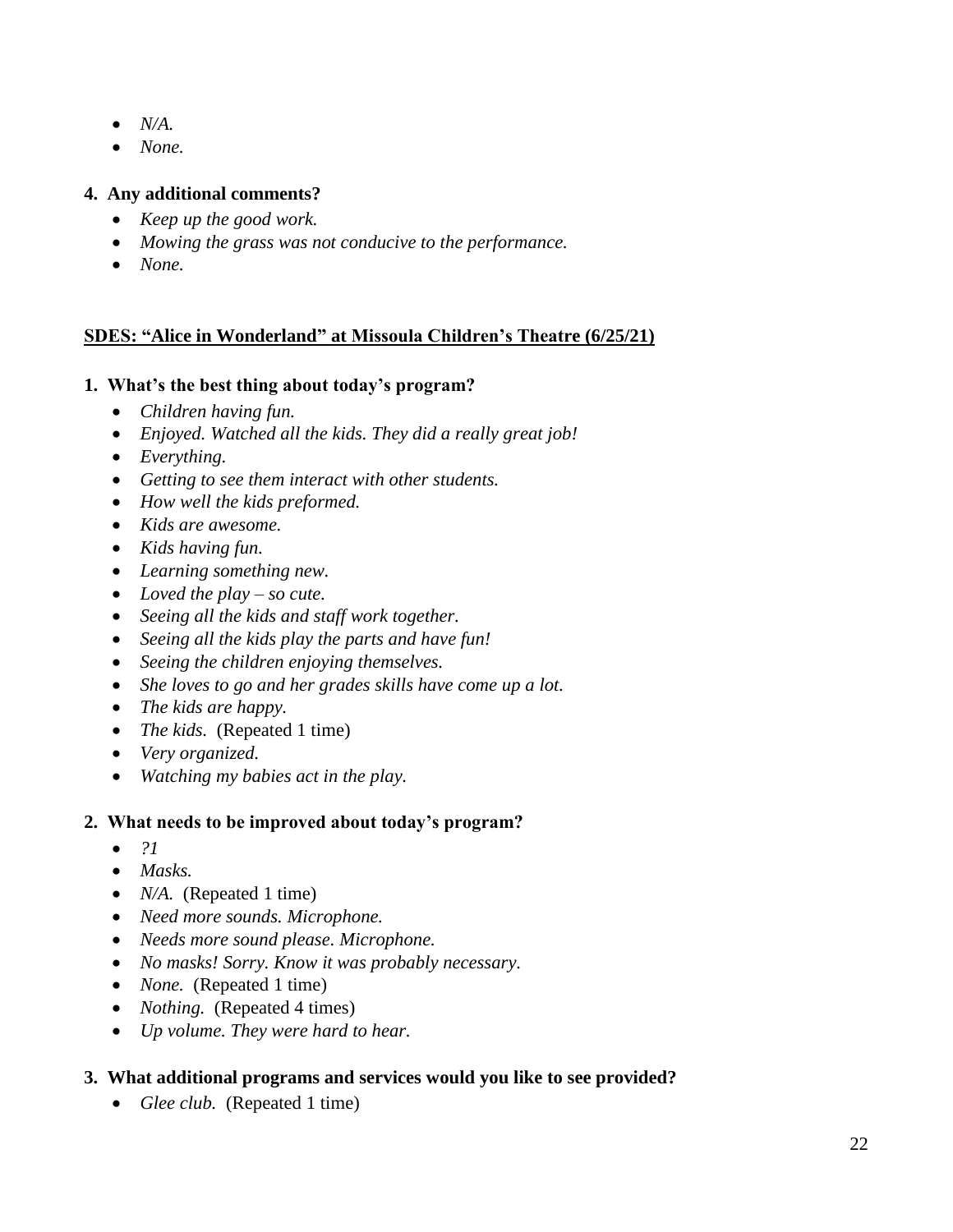- *N/A.*
- *None.*

**4. Any additional comments?**

- *Keep up the good work.*
- *Mowing the grass was not conducive to the performance.*
- *None.*

**SDES: "Alice in Wonderland" at Missoula Children's Theatre (6/25/21)**

**1. What's the best thing about today's program?**

- *Children having fun.*
- *Enjoyed. Watched all the kids. They did a really great job!*
- *Everything.*
- *Getting to see them interact with other students.*
- *How well the kids preformed.*
- *Kids are awesome.*
- *Kids having fun.*
- *Learning something new.*
- *Loved the play – so cute.*
- *Seeing all the kids and staff work together.*
- *Seeing all the kids play the parts and have fun!*
- *Seeing the children enjoying themselves.*
- *She loves to go and her grades skills have come up a lot.*
- *The kids are happy.*
- *The kids.* (Repeated 1 time)
- *Very organized.*
- *Watching my babies act in the play.*

**2. What needs to be improved about today's program?**

- *?1*
- *Masks.*
- *N/A.* (Repeated 1 time)
- *Need more sounds. Microphone.*
- *Needs more sound please. Microphone.*
- *No masks! Sorry. Know it was probably necessary.*
- *None.* (Repeated 1 time)
- *Nothing.* (Repeated 4 times)
- *Up volume. They were hard to hear.*

**3. What additional programs and services would you like to see provided?**

- *Glee club.* (Repeated 1 time)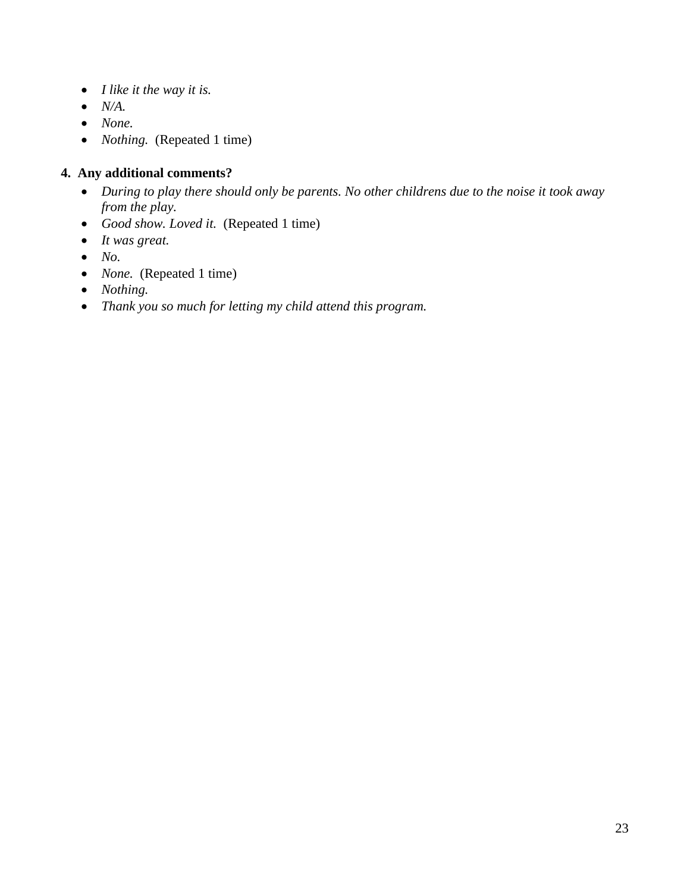- *I like it the way it is.*
- *N/A.*
- *None.*
- *Nothing.* (Repeated 1 time)

**4. Any additional comments?**

- *During to play there should only be parents. No other childrens due to the noise it took away from the play.*
- *Good show. Loved it.* (Repeated 1 time)
- *It was great.*
- *No.*
- *None.* (Repeated 1 time)
- *Nothing.*
- *Thank you so much for letting my child attend this program.*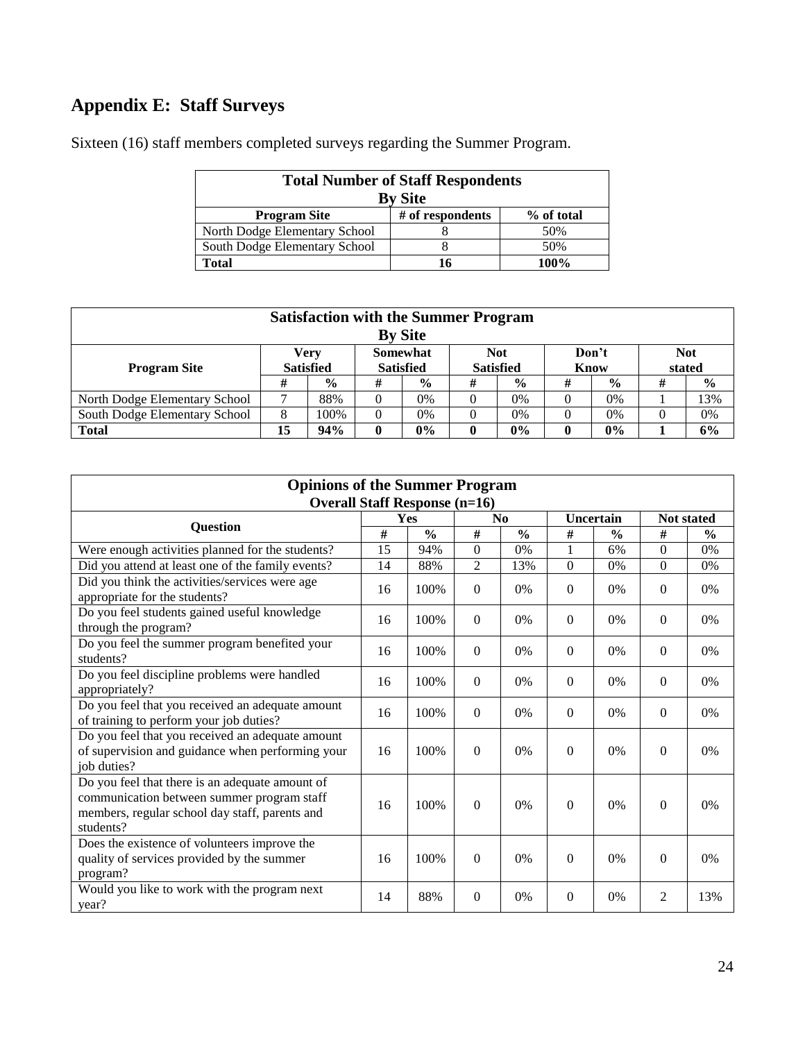## Appendix E: Staff Surveys

Sixteen (16) staff members completed surveys regarding the Summer Program.

| Total Number of Staff Respondents By Site | | |
|---|---|---|
| **Program Site** | **# of respondents** | **% of total** |
| North Dodge Elementary School | 8 | 50% |
| South Dodge Elementary School | 8 | 50% |
| **Total** | **16** | **100%** |

| Satisfaction with the Summer Program By Site | | | | | | | | | | |
|---|---|---|---|---|---|---|---|---|---|---|
| **Program Site** | **Very Satisfied** | | **Somewhat Satisfied** | | **Not Satisfied** | | **Don't Know** | | **Not stated** | |
| | **#** | **%** | **#** | **%** | **#** | **%** | **#** | **%** | **#** | **%** |
| North Dodge Elementary School | 7 | 88% | 0 | 0% | 0 | 0% | 0 | 0% | 1 | 13% |
| South Dodge Elementary School | 8 | 100% | 0 | 0% | 0 | 0% | 0 | 0% | 0 | 0% |
| **Total** | **15** | **94%** | **0** | **0%** | **0** | **0%** | **0** | **0%** | **1** | **6%** |

| Opinions of the Summer Program Overall Staff Response (n=16) | | | | | | | | |
|---|---|---|---|---|---|---|---|---|
| **Question** | **Yes** | | **No** | | **Uncertain** | | **Not stated** | |
| | **#** | **%** | **#** | **%** | **#** | **%** | **#** | **%** |
| Were enough activities planned for the students? | 15 | 94% | 0 | 0% | 1 | 6% | 0 | 0% |
| Did you attend at least one of the family events? | 14 | 88% | 2 | 13% | 0 | 0% | 0 | 0% |
| Did you think the activities/services were age appropriate for the students? | 16 | 100% | 0 | 0% | 0 | 0% | 0 | 0% |
| Do you feel students gained useful knowledge through the program? | 16 | 100% | 0 | 0% | 0 | 0% | 0 | 0% |
| Do you feel the summer program benefited your students? | 16 | 100% | 0 | 0% | 0 | 0% | 0 | 0% |
| Do you feel discipline problems were handled appropriately? | 16 | 100% | 0 | 0% | 0 | 0% | 0 | 0% |
| Do you feel that you received an adequate amount of training to perform your job duties? | 16 | 100% | 0 | 0% | 0 | 0% | 0 | 0% |
| Do you feel that you received an adequate amount of supervision and guidance when performing your job duties? | 16 | 100% | 0 | 0% | 0 | 0% | 0 | 0% |
| Do you feel that there is an adequate amount of communication between summer program staff members, regular school day staff, parents and students? | 16 | 100% | 0 | 0% | 0 | 0% | 0 | 0% |
| Does the existence of volunteers improve the quality of services provided by the summer program? | 16 | 100% | 0 | 0% | 0 | 0% | 0 | 0% |
| Would you like to work with the program next year? | 14 | 88% | 0 | 0% | 0 | 0% | 2 | 13% |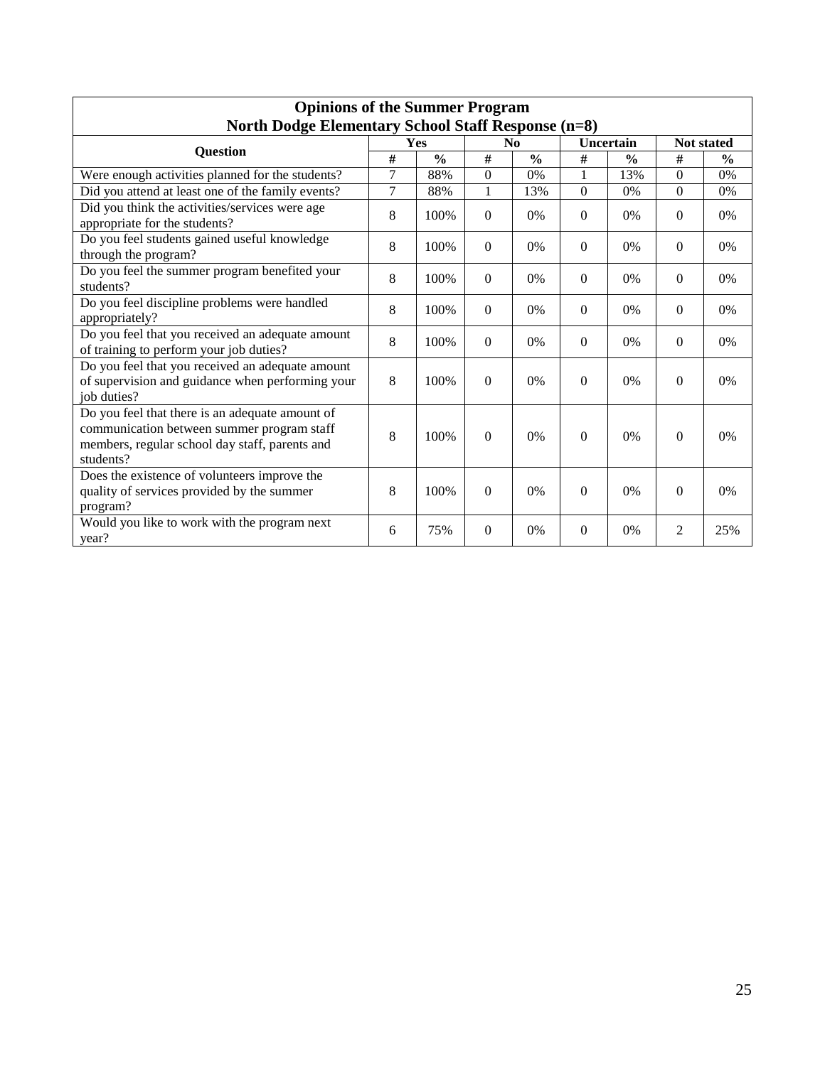| Opinions of the Summer Program<br>North Dodge Elementary School Staff Response (n=8) | | | | | | | | |
|---|---|---|---|---|---|---|---|---|
| **Question** | **Yes** | | **No** | | **Uncertain** | | **Not stated** | |
| | **#** | **%** | **#** | **%** | **#** | **%** | **#** | **%** |
| Were enough activities planned for the students? | 7 | 88% | 0 | 0% | 1 | 13% | 0 | 0% |
| Did you attend at least one of the family events? | 7 | 88% | 1 | 13% | 0 | 0% | 0 | 0% |
| Did you think the activities/services were age appropriate for the students? | 8 | 100% | 0 | 0% | 0 | 0% | 0 | 0% |
| Do you feel students gained useful knowledge through the program? | 8 | 100% | 0 | 0% | 0 | 0% | 0 | 0% |
| Do you feel the summer program benefited your students? | 8 | 100% | 0 | 0% | 0 | 0% | 0 | 0% |
| Do you feel discipline problems were handled appropriately? | 8 | 100% | 0 | 0% | 0 | 0% | 0 | 0% |
| Do you feel that you received an adequate amount of training to perform your job duties? | 8 | 100% | 0 | 0% | 0 | 0% | 0 | 0% |
| Do you feel that you received an adequate amount of supervision and guidance when performing your job duties? | 8 | 100% | 0 | 0% | 0 | 0% | 0 | 0% |
| Do you feel that there is an adequate amount of communication between summer program staff members, regular school day staff, parents and students? | 8 | 100% | 0 | 0% | 0 | 0% | 0 | 0% |
| Does the existence of volunteers improve the quality of services provided by the summer program? | 8 | 100% | 0 | 0% | 0 | 0% | 0 | 0% |
| Would you like to work with the program next year? | 6 | 75% | 0 | 0% | 0 | 0% | 2 | 25% |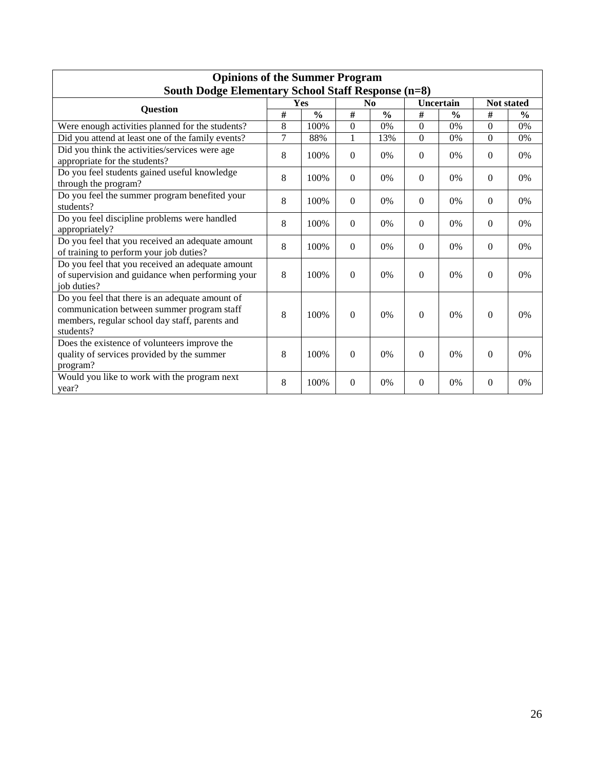| Opinions of the Summer Program<br>South Dodge Elementary School Staff Response (n=8) | | | | | | | | |
|---|---|---|---|---|---|---|---|---|
| **Question** | **Yes** | | **No** | | **Uncertain** | | **Not stated** | |
| | **#** | **%** | **#** | **%** | **#** | **%** | **#** | **%** |
| Were enough activities planned for the students? | 8 | 100% | 0 | 0% | 0 | 0% | 0 | 0% |
| Did you attend at least one of the family events? | 7 | 88% | 1 | 13% | 0 | 0% | 0 | 0% |
| Did you think the activities/services were age appropriate for the students? | 8 | 100% | 0 | 0% | 0 | 0% | 0 | 0% |
| Do you feel students gained useful knowledge through the program? | 8 | 100% | 0 | 0% | 0 | 0% | 0 | 0% |
| Do you feel the summer program benefited your students? | 8 | 100% | 0 | 0% | 0 | 0% | 0 | 0% |
| Do you feel discipline problems were handled appropriately? | 8 | 100% | 0 | 0% | 0 | 0% | 0 | 0% |
| Do you feel that you received an adequate amount of training to perform your job duties? | 8 | 100% | 0 | 0% | 0 | 0% | 0 | 0% |
| Do you feel that you received an adequate amount of supervision and guidance when performing your job duties? | 8 | 100% | 0 | 0% | 0 | 0% | 0 | 0% |
| Do you feel that there is an adequate amount of communication between summer program staff members, regular school day staff, parents and students? | 8 | 100% | 0 | 0% | 0 | 0% | 0 | 0% |
| Does the existence of volunteers improve the quality of services provided by the summer program? | 8 | 100% | 0 | 0% | 0 | 0% | 0 | 0% |
| Would you like to work with the program next year? | 8 | 100% | 0 | 0% | 0 | 0% | 0 | 0% |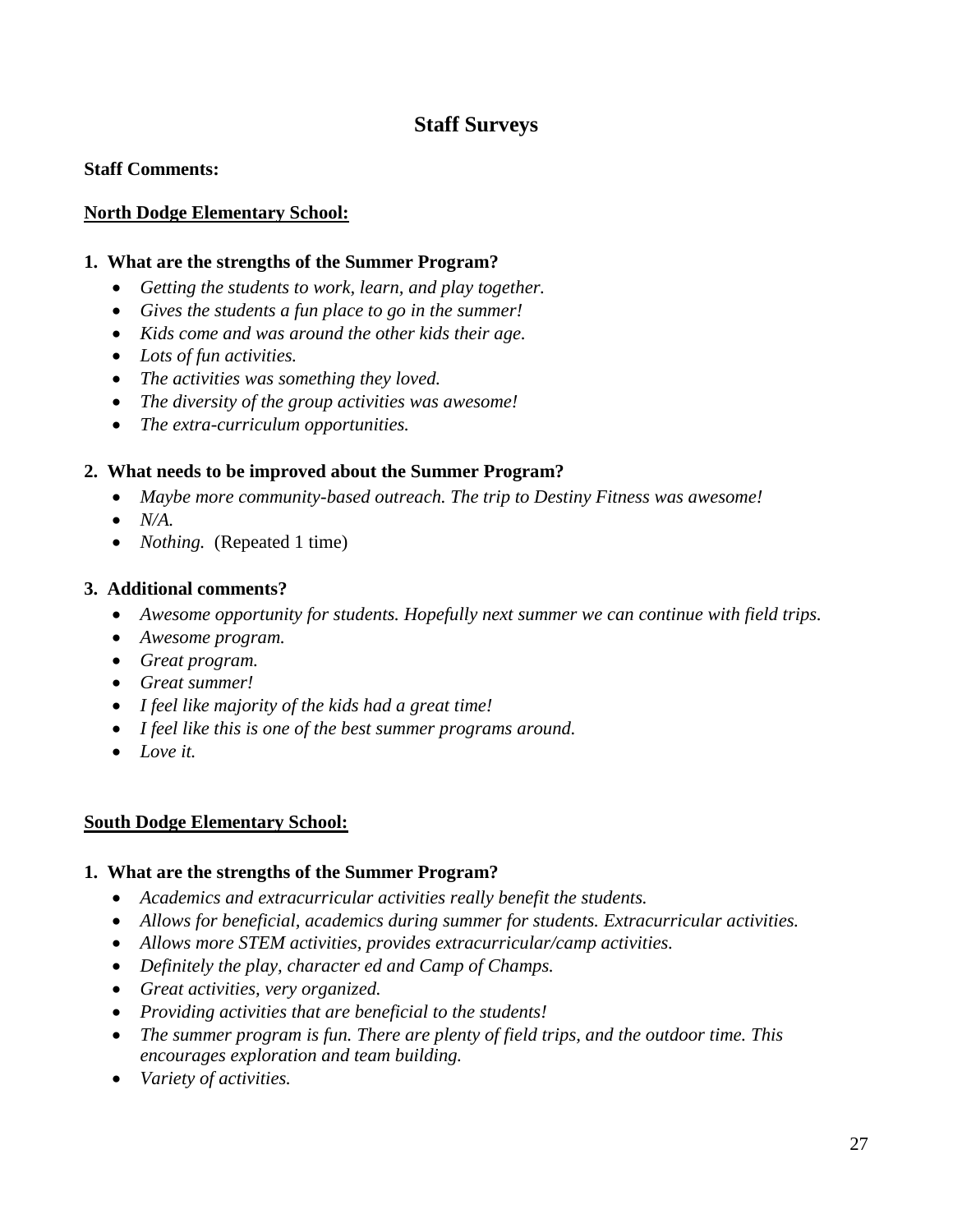# Staff Surveys

**Staff Comments:**

**North Dodge Elementary School:**

**1. What are the strengths of the Summer Program?**

- *Getting the students to work, learn, and play together.*
- *Gives the students a fun place to go in the summer!*
- *Kids come and was around the other kids their age.*
- *Lots of fun activities.*
- *The activities was something they loved.*
- *The diversity of the group activities was awesome!*
- *The extra-curriculum opportunities.*

**2. What needs to be improved about the Summer Program?**

- *Maybe more community-based outreach. The trip to Destiny Fitness was awesome!*
- *N/A.*
- *Nothing.* (Repeated 1 time)

**3. Additional comments?**

- *Awesome opportunity for students. Hopefully next summer we can continue with field trips.*
- *Awesome program.*
- *Great program.*
- *Great summer!*
- *I feel like majority of the kids had a great time!*
- *I feel like this is one of the best summer programs around.*
- *Love it.*

**South Dodge Elementary School:**

**1. What are the strengths of the Summer Program?**

- *Academics and extracurricular activities really benefit the students.*
- *Allows for beneficial, academics during summer for students. Extracurricular activities.*
- *Allows more STEM activities, provides extracurricular/camp activities.*
- *Definitely the play, character ed and Camp of Champs.*
- *Great activities, very organized.*
- *Providing activities that are beneficial to the students!*
- *The summer program is fun. There are plenty of field trips, and the outdoor time. This encourages exploration and team building.*
- *Variety of activities.*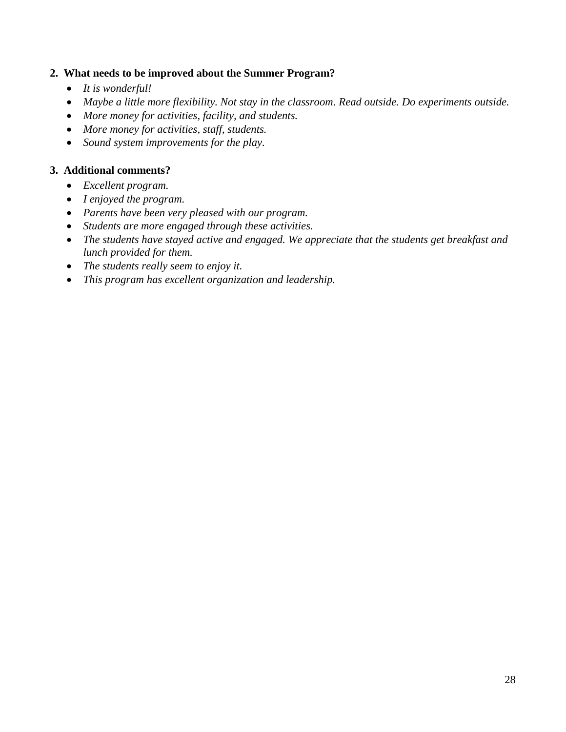**2. What needs to be improved about the Summer Program?**

- *It is wonderful!*
- *Maybe a little more flexibility. Not stay in the classroom. Read outside. Do experiments outside.*
- *More money for activities, facility, and students.*
- *More money for activities, staff, students.*
- *Sound system improvements for the play.*

**3. Additional comments?**

- *Excellent program.*
- *I enjoyed the program.*
- *Parents have been very pleased with our program.*
- *Students are more engaged through these activities.*
- *The students have stayed active and engaged. We appreciate that the students get breakfast and lunch provided for them.*
- *The students really seem to enjoy it.*
- *This program has excellent organization and leadership.*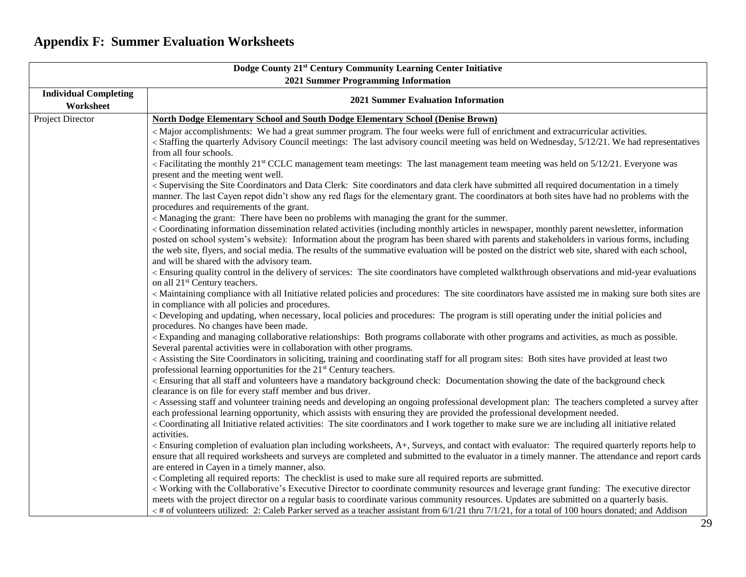## Appendix F: Summer Evaluation Worksheets

| Dodge County 21st Century Community Learning Center Initiative<br>2021 Summer Programming Information | |
|---|---|
| **Individual Completing Worksheet** | **2021 Summer Evaluation Information** |
| Project Director | **North Dodge Elementary School and South Dodge Elementary School (Denise Brown)**<br>< Major accomplishments: We had a great summer program. The four weeks were full of enrichment and extracurricular activities.<br>< Staffing the quarterly Advisory Council meetings: The last advisory council meeting was held on Wednesday, 5/12/21. We had representatives from all four schools.<br>< Facilitating the monthly 21st CCLC management team meetings: The last management team meeting was held on 5/12/21. Everyone was present and the meeting went well.<br>< Supervising the Site Coordinators and Data Clerk: Site coordinators and data clerk have submitted all required documentation in a timely manner. The last Cayen repot didn't show any red flags for the elementary grant. The coordinators at both sites have had no problems with the procedures and requirements of the grant.<br>< Managing the grant: There have been no problems with managing the grant for the summer.<br>< Coordinating information dissemination related activities (including monthly articles in newspaper, monthly parent newsletter, information posted on school system's website): Information about the program has been shared with parents and stakeholders in various forms, including the web site, flyers, and social media. The results of the summative evaluation will be posted on the district web site, shared with each school, and will be shared with the advisory team.<br>< Ensuring quality control in the delivery of services: The site coordinators have completed walkthrough observations and mid-year evaluations on all 21st Century teachers.<br>< Maintaining compliance with all Initiative related policies and procedures: The site coordinators have assisted me in making sure both sites are in compliance with all policies and procedures.<br>< Developing and updating, when necessary, local policies and procedures: The program is still operating under the initial policies and procedures. No changes have been made.<br>< Expanding and managing collaborative relationships: Both programs collaborate with other programs and activities, as much as possible. Several parental activities were in collaboration with other programs.<br>< Assisting the Site Coordinators in soliciting, training and coordinating staff for all program sites: Both sites have provided at least two professional learning opportunities for the 21st Century teachers.<br>< Ensuring that all staff and volunteers have a mandatory background check: Documentation showing the date of the background check clearance is on file for every staff member and bus driver.<br>< Assessing staff and volunteer training needs and developing an ongoing professional development plan: The teachers completed a survey after each professional learning opportunity, which assists with ensuring they are provided the professional development needed.<br>< Coordinating all Initiative related activities: The site coordinators and I work together to make sure we are including all initiative related activities.<br>< Ensuring completion of evaluation plan including worksheets, A+, Surveys, and contact with evaluator: The required quarterly reports help to ensure that all required worksheets and surveys are completed and submitted to the evaluator in a timely manner. The attendance and report cards are entered in Cayen in a timely manner, also.<br>< Completing all required reports: The checklist is used to make sure all required reports are submitted.<br>< Working with the Collaborative's Executive Director to coordinate community resources and leverage grant funding: The executive director meets with the project director on a regular basis to coordinate various community resources. Updates are submitted on a quarterly basis.<br>< # of volunteers utilized: 2: Caleb Parker served as a teacher assistant from 6/1/21 thru 7/1/21, for a total of 100 hours donated; and Addison |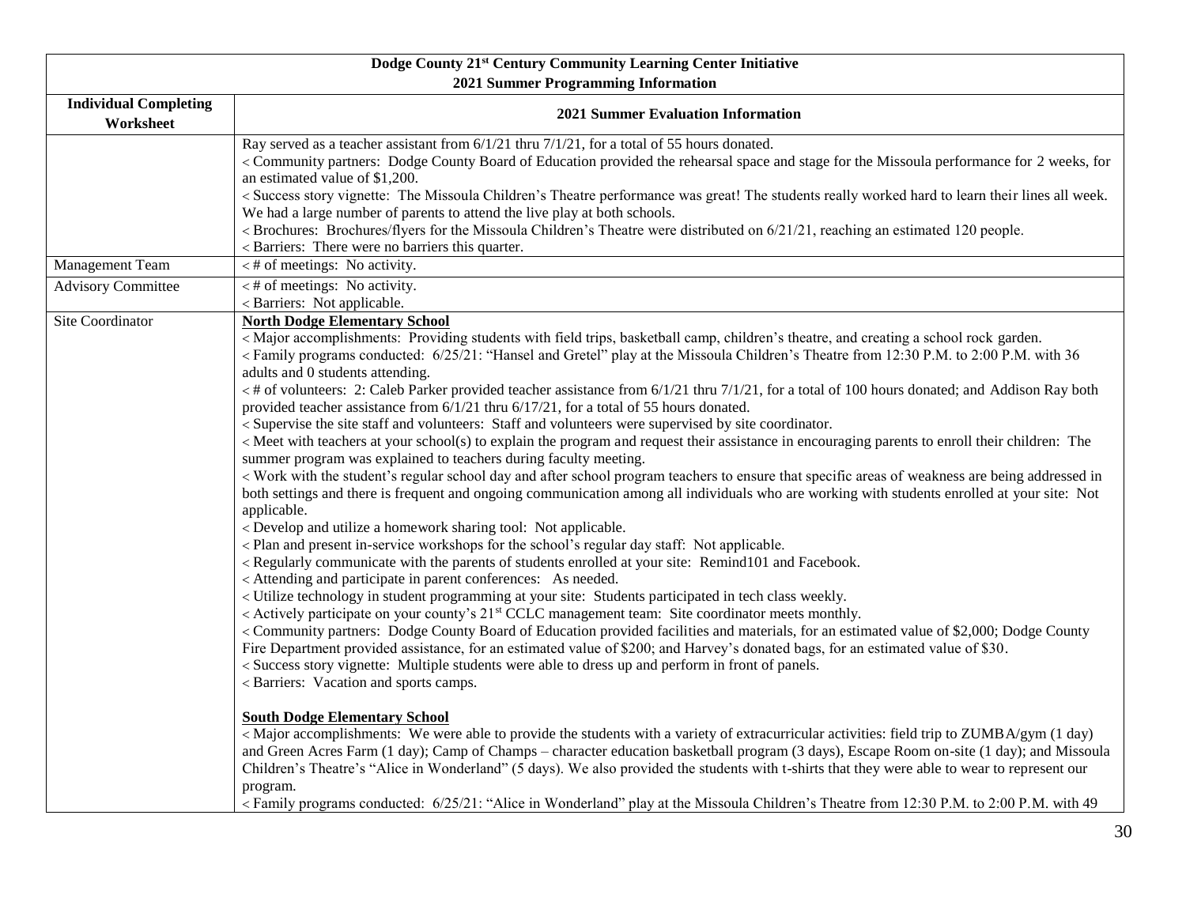| Dodge County 21st Century Community Learning Center Initiative<br>2021 Summer Programming Information | |
|---|---|
| **Individual Completing Worksheet** | **2021 Summer Evaluation Information** |
| | Ray served as a teacher assistant from 6/1/21 thru 7/1/21, for a total of 55 hours donated.<br>< Community partners: Dodge County Board of Education provided the rehearsal space and stage for the Missoula performance for 2 weeks, for an estimated value of $1,200.<br>< Success story vignette: The Missoula Children's Theatre performance was great! The students really worked hard to learn their lines all week. We had a large number of parents to attend the live play at both schools.<br>< Brochures: Brochures/flyers for the Missoula Children's Theatre were distributed on 6/21/21, reaching an estimated 120 people.<br>< Barriers: There were no barriers this quarter. |
| Management Team | < # of meetings: No activity. |
| Advisory Committee | < # of meetings: No activity.<br>< Barriers: Not applicable. |
| Site Coordinator | **North Dodge Elementary School**<br>< Major accomplishments: Providing students with field trips, basketball camp, children's theatre, and creating a school rock garden.<br>< Family programs conducted: 6/25/21: "Hansel and Gretel" play at the Missoula Children's Theatre from 12:30 P.M. to 2:00 P.M. with 36 adults and 0 students attending.<br>< # of volunteers: 2: Caleb Parker provided teacher assistance from 6/1/21 thru 7/1/21, for a total of 100 hours donated; and Addison Ray both provided teacher assistance from 6/1/21 thru 6/17/21, for a total of 55 hours donated.<br>< Supervise the site staff and volunteers: Staff and volunteers were supervised by site coordinator.<br>< Meet with teachers at your school(s) to explain the program and request their assistance in encouraging parents to enroll their children: The summer program was explained to teachers during faculty meeting.<br>< Work with the student's regular school day and after school program teachers to ensure that specific areas of weakness are being addressed in both settings and there is frequent and ongoing communication among all individuals who are working with students enrolled at your site: Not applicable.<br>< Develop and utilize a homework sharing tool: Not applicable.<br>< Plan and present in-service workshops for the school's regular day staff: Not applicable.<br>< Regularly communicate with the parents of students enrolled at your site: Remind101 and Facebook.<br>< Attending and participate in parent conferences: As needed.<br>< Utilize technology in student programming at your site: Students participated in tech class weekly.<br>< Actively participate on your county's 21st CCLC management team: Site coordinator meets monthly.<br>< Community partners: Dodge County Board of Education provided facilities and materials, for an estimated value of $2,000; Dodge County Fire Department provided assistance, for an estimated value of $200; and Harvey's donated bags, for an estimated value of $30.<br>< Success story vignette: Multiple students were able to dress up and perform in front of panels.<br>< Barriers: Vacation and sports camps.<br><br>**South Dodge Elementary School**<br>< Major accomplishments: We were able to provide the students with a variety of extracurricular activities: field trip to ZUMBA/gym (1 day) and Green Acres Farm (1 day); Camp of Champs – character education basketball program (3 days), Escape Room on-site (1 day); and Missoula Children's Theatre's "Alice in Wonderland" (5 days). We also provided the students with t-shirts that they were able to wear to represent our program.<br>< Family programs conducted: 6/25/21: "Alice in Wonderland" play at the Missoula Children's Theatre from 12:30 P.M. to 2:00 P.M. with 49 |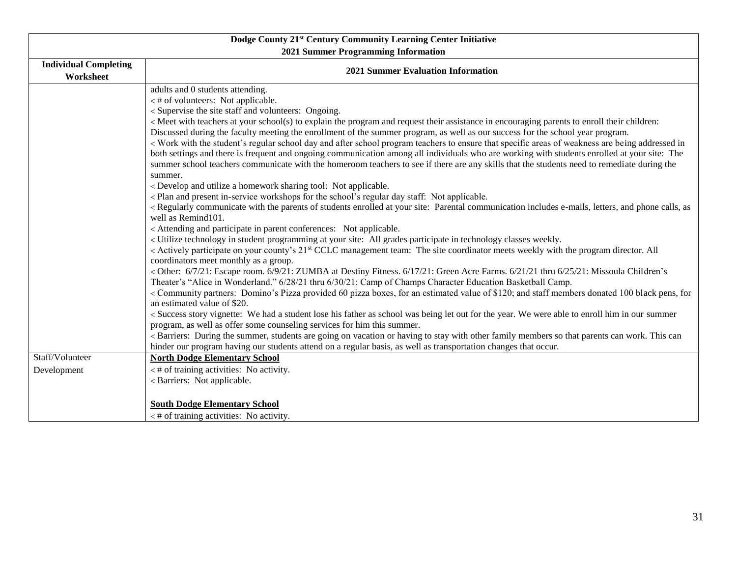| Dodge County 21st Century Community Learning Center Initiative<br>2021 Summer Programming Information | |
|---|---|
| **Individual Completing Worksheet** | **2021 Summer Evaluation Information** |
| | adults and 0 students attending.<br>< # of volunteers: Not applicable.<br>< Supervise the site staff and volunteers: Ongoing.<br>< Meet with teachers at your school(s) to explain the program and request their assistance in encouraging parents to enroll their children: Discussed during the faculty meeting the enrollment of the summer program, as well as our success for the school year program.<br>< Work with the student's regular school day and after school program teachers to ensure that specific areas of weakness are being addressed in both settings and there is frequent and ongoing communication among all individuals who are working with students enrolled at your site: The summer school teachers communicate with the homeroom teachers to see if there are any skills that the students need to remediate during the summer.<br>< Develop and utilize a homework sharing tool: Not applicable.<br>< Plan and present in-service workshops for the school's regular day staff: Not applicable.<br>< Regularly communicate with the parents of students enrolled at your site: Parental communication includes e-mails, letters, and phone calls, as well as Remind101.<br>< Attending and participate in parent conferences: Not applicable.<br>< Utilize technology in student programming at your site: All grades participate in technology classes weekly.<br>< Actively participate on your county's 21st CCLC management team: The site coordinator meets weekly with the program director. All coordinators meet monthly as a group.<br>< Other: 6/7/21: Escape room. 6/9/21: ZUMBA at Destiny Fitness. 6/17/21: Green Acre Farms. 6/21/21 thru 6/25/21: Missoula Children's Theater's "Alice in Wonderland." 6/28/21 thru 6/30/21: Camp of Champs Character Education Basketball Camp.<br>< Community partners: Domino's Pizza provided 60 pizza boxes, for an estimated value of $120; and staff members donated 100 black pens, for an estimated value of $20.<br>< Success story vignette: We had a student lose his father as school was being let out for the year. We were able to enroll him in our summer program, as well as offer some counseling services for him this summer.<br>< Barriers: During the summer, students are going on vacation or having to stay with other family members so that parents can work. This can hinder our program having our students attend on a regular basis, as well as transportation changes that occur. |
| Staff/Volunteer Development | **North Dodge Elementary School**<br>< # of training activities: No activity.<br>< Barriers: Not applicable.<br><br>**South Dodge Elementary School**<br>< # of training activities: No activity. |